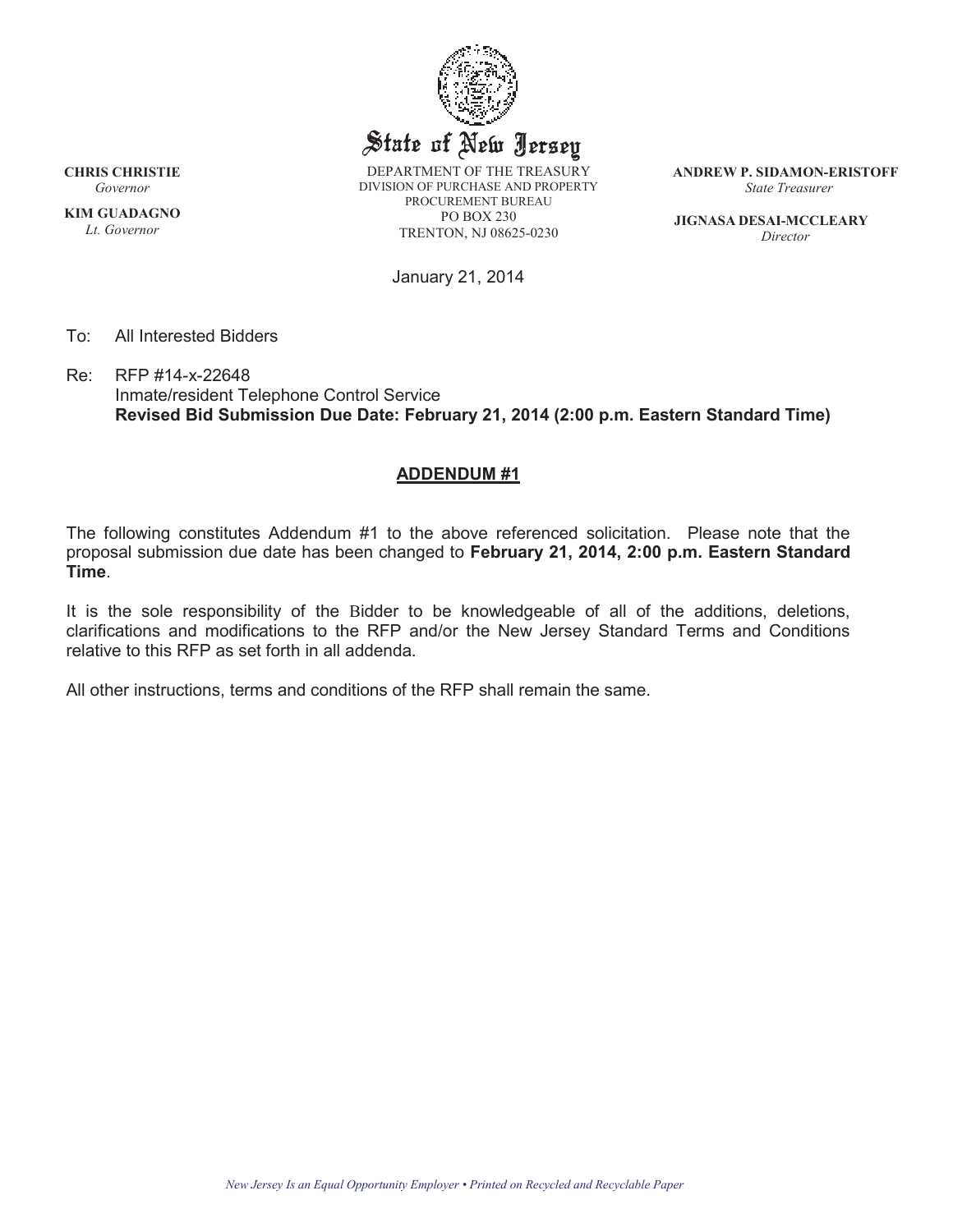State of New Jersey

DEPARTMENT OF THE TREASURY
DIVISION OF PURCHASE AND PROPERTY
PROCUREMENT BUREAU
PO BOX 230
TRENTON, NJ 08625-0230

**CHRIS CHRISTIE**
*Governor*

**KIM GUADAGNO**
*Lt. Governor*

**ANDREW P. SIDAMON-ERISTOFF**
*State Treasurer*

**JIGNASA DESAI-MCCLEARY**
*Director*

January 21, 2014

To: All Interested Bidders

Re: RFP #14-x-22648
Inmate/resident Telephone Control Service
**Revised Bid Submission Due Date: February 21, 2014 (2:00 p.m. Eastern Standard Time)**

## ADDENDUM #1

The following constitutes Addendum #1 to the above referenced solicitation. Please note that the proposal submission due date has been changed to **February 21, 2014, 2:00 p.m. Eastern Standard Time**.

It is the sole responsibility of the Bidder to be knowledgeable of all of the additions, deletions, clarifications and modifications to the RFP and/or the New Jersey Standard Terms and Conditions relative to this RFP as set forth in all addenda.

All other instructions, terms and conditions of the RFP shall remain the same.

*New Jersey Is an Equal Opportunity Employer • Printed on Recycled and Recyclable Paper*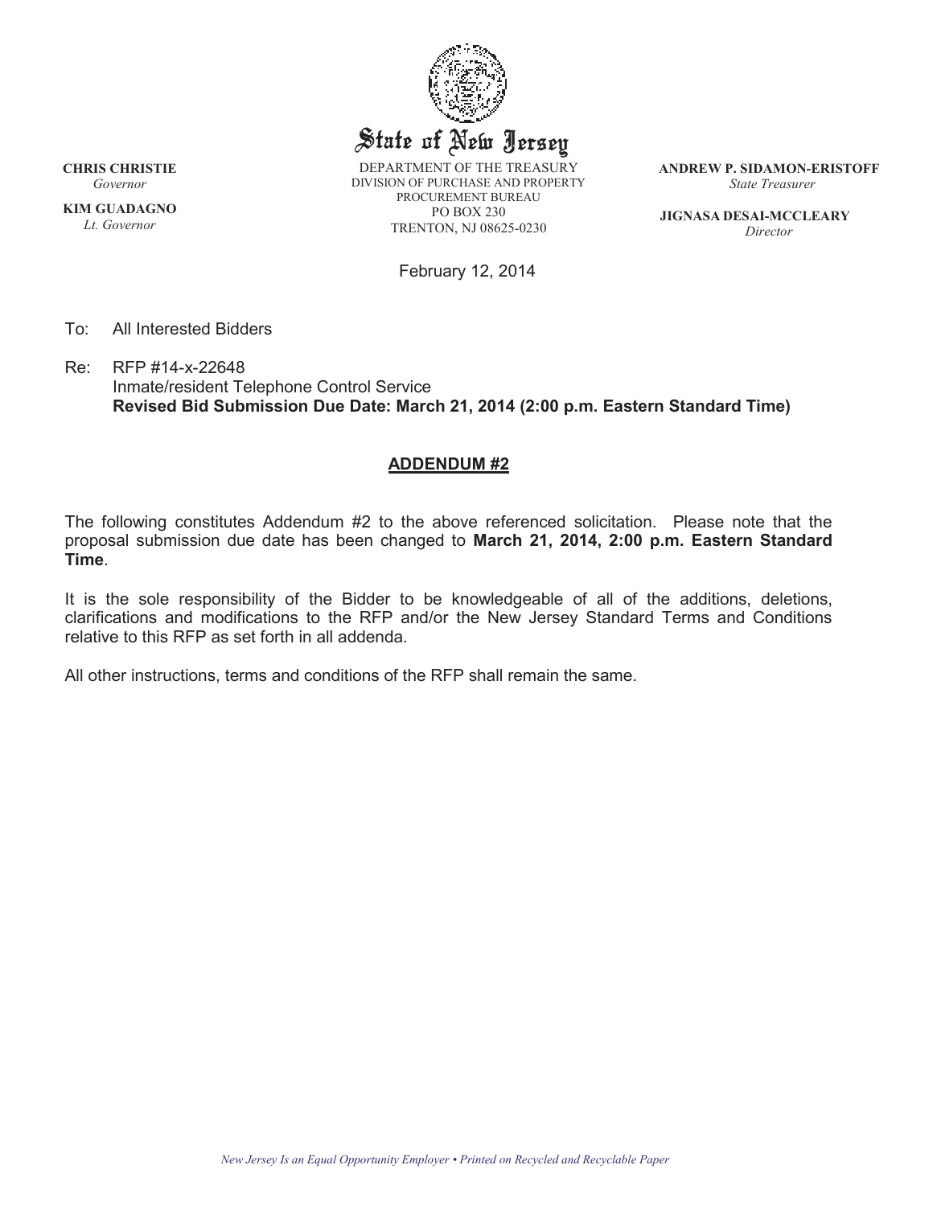# State of New Jersey

**CHRIS CHRISTIE**
*Governor*

**KIM GUADAGNO**
*Lt. Governor*

DEPARTMENT OF THE TREASURY
DIVISION OF PURCHASE AND PROPERTY
PROCUREMENT BUREAU
PO BOX 230
TRENTON, NJ 08625-0230

**ANDREW P. SIDAMON-ERISTOFF**
*State Treasurer*

**JIGNASA DESAI-MCCLEARY**
*Director*

February 12, 2014

To: All Interested Bidders

Re: RFP #14-x-22648
Inmate/resident Telephone Control Service
**Revised Bid Submission Due Date: March 21, 2014 (2:00 p.m. Eastern Standard Time)**

## ADDENDUM #2

The following constitutes Addendum #2 to the above referenced solicitation. Please note that the proposal submission due date has been changed to **March 21, 2014, 2:00 p.m. Eastern Standard Time**.

It is the sole responsibility of the Bidder to be knowledgeable of all of the additions, deletions, clarifications and modifications to the RFP and/or the New Jersey Standard Terms and Conditions relative to this RFP as set forth in all addenda.

All other instructions, terms and conditions of the RFP shall remain the same.

*New Jersey Is an Equal Opportunity Employer • Printed on Recycled and Recyclable Paper*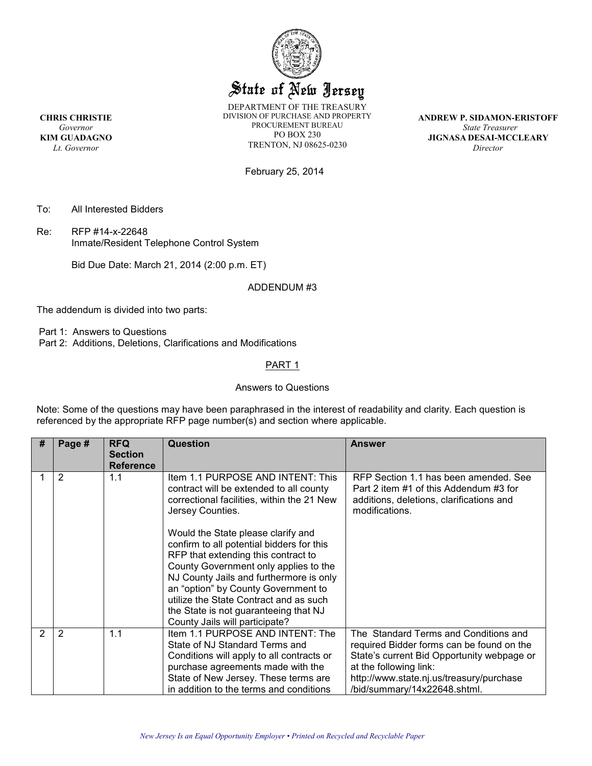# State of New Jersey

DEPARTMENT OF THE TREASURY
DIVISION OF PURCHASE AND PROPERTY
PROCUREMENT BUREAU
PO BOX 230
TRENTON, NJ 08625-0230

**CHRIS CHRISTIE**
*Governor*
**KIM GUADAGNO**
*Lt. Governor*

**ANDREW P. SIDAMON-ERISTOFF**
*State Treasurer*
**JIGNASA DESAI-MCCLEARY**
*Director*

February 25, 2014

To: All Interested Bidders

Re: RFP #14-x-22648
Inmate/Resident Telephone Control System

Bid Due Date: March 21, 2014 (2:00 p.m. ET)

ADDENDUM #3

The addendum is divided into two parts:

Part 1: Answers to Questions
Part 2: Additions, Deletions, Clarifications and Modifications

## PART 1

Answers to Questions

Note: Some of the questions may have been paraphrased in the interest of readability and clarity. Each question is referenced by the appropriate RFP page number(s) and section where applicable.

| # | Page # | RFQ Section Reference | Question | Answer |
|---|---|---|---|---|
| 1 | 2 | 1.1 | Item 1.1 PURPOSE AND INTENT: This contract will be extended to all county correctional facilities, within the 21 New Jersey Counties.<br><br>Would the State please clarify and confirm to all potential bidders for this RFP that extending this contract to County Government only applies to the NJ County Jails and furthermore is only an "option" by County Government to utilize the State Contract and as such the State is not guaranteeing that NJ County Jails will participate? | RFP Section 1.1 has been amended. See Part 2 item #1 of this Addendum #3 for additions, deletions, clarifications and modifications. |
| 2 | 2 | 1.1 | Item 1.1 PURPOSE AND INTENT: The State of NJ Standard Terms and Conditions will apply to all contracts or purchase agreements made with the State of New Jersey. These terms are in addition to the terms and conditions | The Standard Terms and Conditions and required Bidder forms can be found on the State's current Bid Opportunity webpage or at the following link: http://www.state.nj.us/treasury/purchase /bid/summary/14x22648.shtml. |

*New Jersey Is an Equal Opportunity Employer • Printed on Recycled and Recyclable Paper*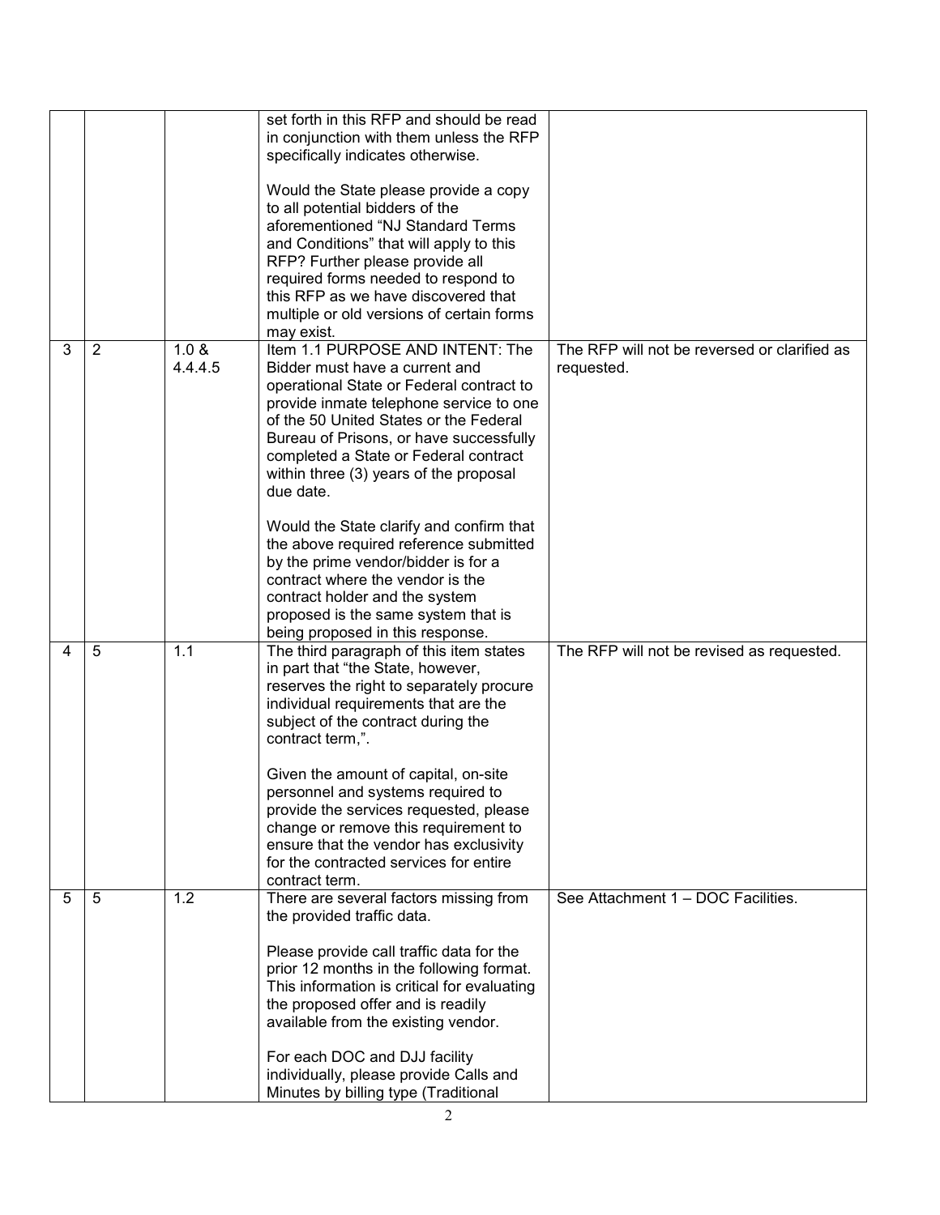| | | | | |
|---|---|---|---|---|
| | | | set forth in this RFP and should be read in conjunction with them unless the RFP specifically indicates otherwise.<br><br>Would the State please provide a copy to all potential bidders of the aforementioned "NJ Standard Terms and Conditions" that will apply to this RFP? Further please provide all required forms needed to respond to this RFP as we have discovered that multiple or old versions of certain forms may exist. | |
| 3 | 2 | 1.0 & 4.4.4.5 | Item 1.1 PURPOSE AND INTENT: The Bidder must have a current and operational State or Federal contract to provide inmate telephone service to one of the 50 United States or the Federal Bureau of Prisons, or have successfully completed a State or Federal contract within three (3) years of the proposal due date.<br><br>Would the State clarify and confirm that the above required reference submitted by the prime vendor/bidder is for a contract where the vendor is the contract holder and the system proposed is the same system that is being proposed in this response. | The RFP will not be reversed or clarified as requested. |
| 4 | 5 | 1.1 | The third paragraph of this item states in part that "the State, however, reserves the right to separately procure individual requirements that are the subject of the contract during the contract term,".<br><br>Given the amount of capital, on-site personnel and systems required to provide the services requested, please change or remove this requirement to ensure that the vendor has exclusivity for the contracted services for entire contract term. | The RFP will not be revised as requested. |
| 5 | 5 | 1.2 | There are several factors missing from the provided traffic data.<br><br>Please provide call traffic data for the prior 12 months in the following format. This information is critical for evaluating the proposed offer and is readily available from the existing vendor.<br><br>For each DOC and DJJ facility individually, please provide Calls and Minutes by billing type (Traditional | See Attachment 1 – DOC Facilities. |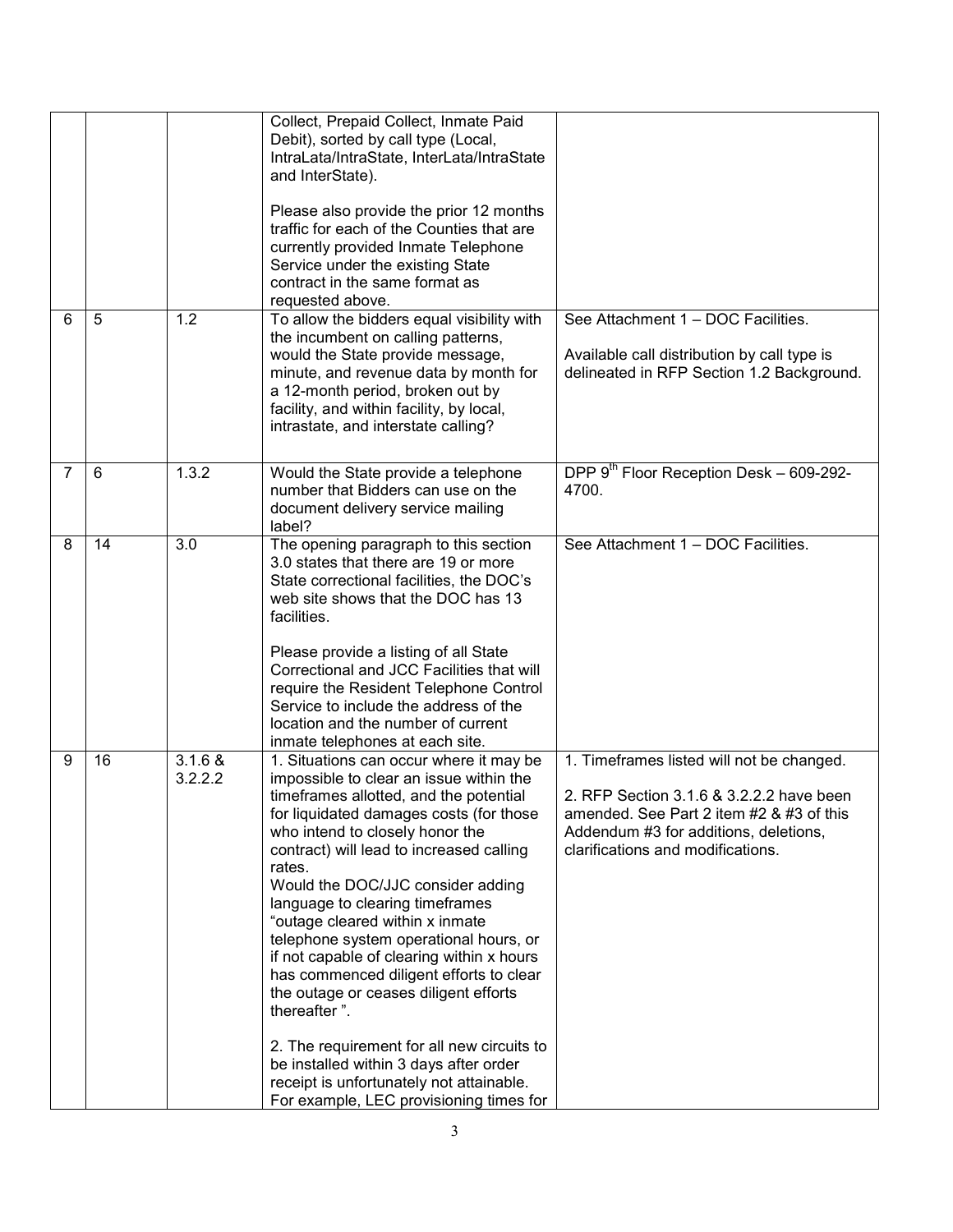| | | | | |
|---|---|---|---|---|
| | | | Collect, Prepaid Collect, Inmate Paid Debit), sorted by call type (Local, IntraLata/IntraState, InterLata/IntraState and InterState).<br><br>Please also provide the prior 12 months traffic for each of the Counties that are currently provided Inmate Telephone Service under the existing State contract in the same format as requested above. | |
| 6 | 5 | 1.2 | To allow the bidders equal visibility with the incumbent on calling patterns, would the State provide message, minute, and revenue data by month for a 12-month period, broken out by facility, and within facility, by local, intrastate, and interstate calling? | See Attachment 1 – DOC Facilities.<br><br>Available call distribution by call type is delineated in RFP Section 1.2 Background. |
| 7 | 6 | 1.3.2 | Would the State provide a telephone number that Bidders can use on the document delivery service mailing label? | DPP 9th Floor Reception Desk – 609-292-4700. |
| 8 | 14 | 3.0 | The opening paragraph to this section 3.0 states that there are 19 or more State correctional facilities, the DOC's web site shows that the DOC has 13 facilities.<br><br>Please provide a listing of all State Correctional and JCC Facilities that will require the Resident Telephone Control Service to include the address of the location and the number of current inmate telephones at each site. | See Attachment 1 – DOC Facilities. |
| 9 | 16 | 3.1.6 & 3.2.2.2 | 1. Situations can occur where it may be impossible to clear an issue within the timeframes allotted, and the potential for liquidated damages costs (for those who intend to closely honor the contract) will lead to increased calling rates.<br>Would the DOC/JJC consider adding language to clearing timeframes "outage cleared within x inmate telephone system operational hours, or if not capable of clearing within x hours has commenced diligent efforts to clear the outage or ceases diligent efforts thereafter ".<br><br>2. The requirement for all new circuits to be installed within 3 days after order receipt is unfortunately not attainable. For example, LEC provisioning times for | 1. Timeframes listed will not be changed.<br><br>2. RFP Section 3.1.6 & 3.2.2.2 have been amended. See Part 2 item #2 & #3 of this Addendum #3 for additions, deletions, clarifications and modifications. |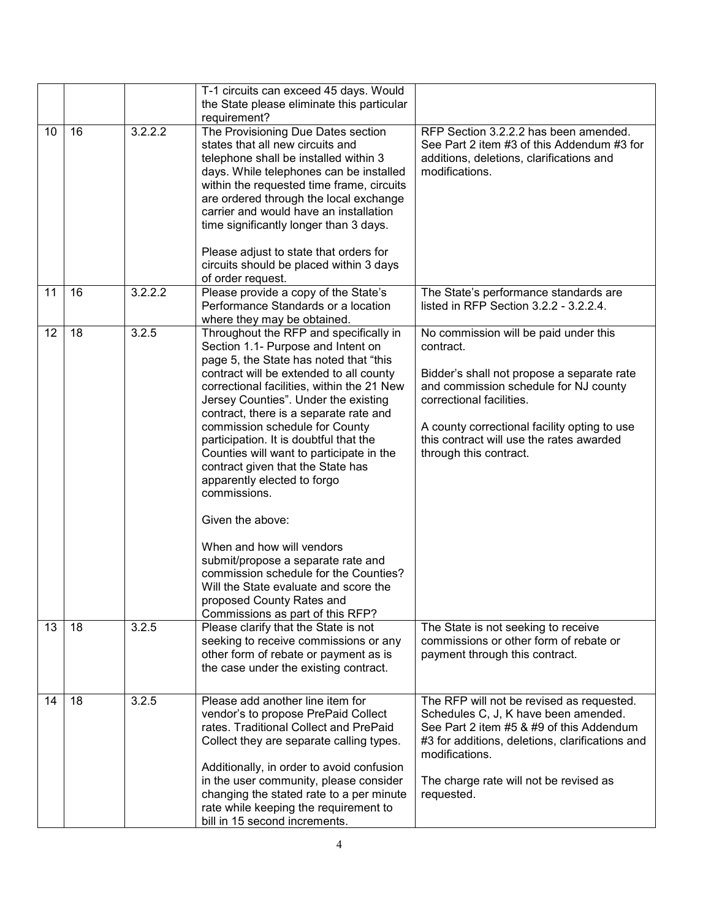| | | | | |
|---|---|---|---|---|
| | | | T-1 circuits can exceed 45 days. Would the State please eliminate this particular requirement? | |
| 10 | 16 | 3.2.2.2 | The Provisioning Due Dates section states that all new circuits and telephone shall be installed within 3 days. While telephones can be installed within the requested time frame, circuits are ordered through the local exchange carrier and would have an installation time significantly longer than 3 days.<br><br>Please adjust to state that orders for circuits should be placed within 3 days of order request. | RFP Section 3.2.2.2 has been amended. See Part 2 item #3 of this Addendum #3 for additions, deletions, clarifications and modifications. |
| 11 | 16 | 3.2.2.2 | Please provide a copy of the State's Performance Standards or a location where they may be obtained. | The State's performance standards are listed in RFP Section 3.2.2 - 3.2.2.4. |
| 12 | 18 | 3.2.5 | Throughout the RFP and specifically in Section 1.1- Purpose and Intent on page 5, the State has noted that "this contract will be extended to all county correctional facilities, within the 21 New Jersey Counties". Under the existing contract, there is a separate rate and commission schedule for County participation. It is doubtful that the Counties will want to participate in the contract given that the State has apparently elected to forgo commissions.<br><br>Given the above:<br><br>When and how will vendors submit/propose a separate rate and commission schedule for the Counties? Will the State evaluate and score the proposed County Rates and Commissions as part of this RFP? | No commission will be paid under this contract.<br><br>Bidder's shall not propose a separate rate and commission schedule for NJ county correctional facilities.<br><br>A county correctional facility opting to use this contract will use the rates awarded through this contract. |
| 13 | 18 | 3.2.5 | Please clarify that the State is not seeking to receive commissions or any other form of rebate or payment as is the case under the existing contract. | The State is not seeking to receive commissions or other form of rebate or payment through this contract. |
| 14 | 18 | 3.2.5 | Please add another line item for vendor's to propose PrePaid Collect rates. Traditional Collect and PrePaid Collect they are separate calling types.<br><br>Additionally, in order to avoid confusion in the user community, please consider changing the stated rate to a per minute rate while keeping the requirement to bill in 15 second increments. | The RFP will not be revised as requested. Schedules C, J, K have been amended. See Part 2 item #5 & #9 of this Addendum #3 for additions, deletions, clarifications and modifications.<br><br>The charge rate will not be revised as requested. |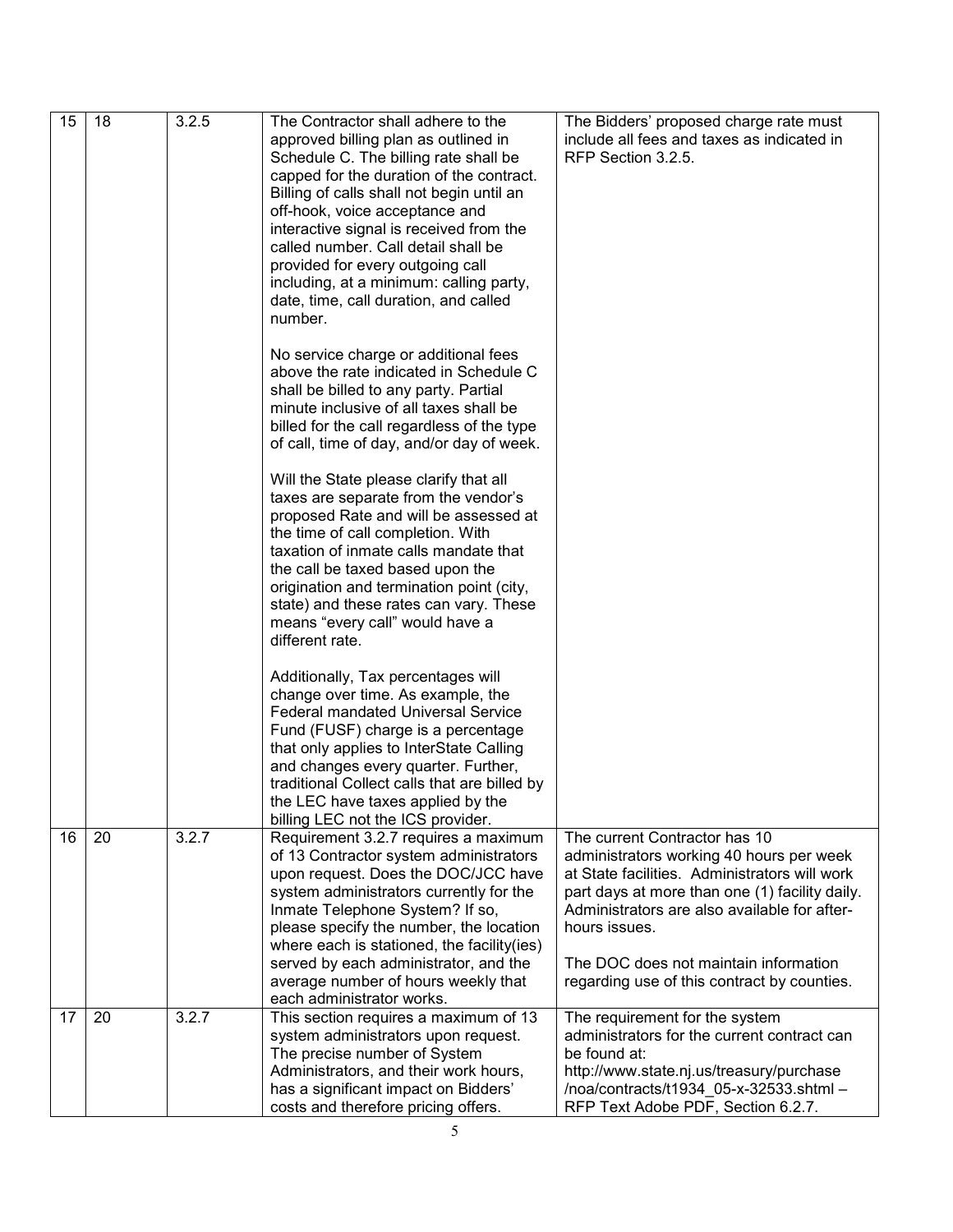| 15 | 18 | 3.2.5 | The Contractor shall adhere to the approved billing plan as outlined in Schedule C. The billing rate shall be capped for the duration of the contract. Billing of calls shall not begin until an off-hook, voice acceptance and interactive signal is received from the called number. Call detail shall be provided for every outgoing call including, at a minimum: calling party, date, time, call duration, and called number.<br><br>No service charge or additional fees above the rate indicated in Schedule C shall be billed to any party. Partial minute inclusive of all taxes shall be billed for the call regardless of the type of call, time of day, and/or day of week.<br><br>Will the State please clarify that all taxes are separate from the vendor's proposed Rate and will be assessed at the time of call completion. With taxation of inmate calls mandate that the call be taxed based upon the origination and termination point (city, state) and these rates can vary. These means "every call" would have a different rate.<br><br>Additionally, Tax percentages will change over time. As example, the Federal mandated Universal Service Fund (FUSF) charge is a percentage that only applies to InterState Calling and changes every quarter. Further, traditional Collect calls that are billed by the LEC have taxes applied by the billing LEC not the ICS provider. | The Bidders' proposed charge rate must include all fees and taxes as indicated in RFP Section 3.2.5. |
|---|---|---|---|---|
| 16 | 20 | 3.2.7 | Requirement 3.2.7 requires a maximum of 13 Contractor system administrators upon request. Does the DOC/JCC have system administrators currently for the Inmate Telephone System? If so, please specify the number, the location where each is stationed, the facility(ies) served by each administrator, and the average number of hours weekly that each administrator works. | The current Contractor has 10 administrators working 40 hours per week at State facilities. Administrators will work part days at more than one (1) facility daily. Administrators are also available for after-hours issues.<br><br>The DOC does not maintain information regarding use of this contract by counties. |
| 17 | 20 | 3.2.7 | This section requires a maximum of 13 system administrators upon request. The precise number of System Administrators, and their work hours, has a significant impact on Bidders' costs and therefore pricing offers. | The requirement for the system administrators for the current contract can be found at: http://www.state.nj.us/treasury/purchase/noa/contracts/t1934_05-x-32533.shtml – RFP Text Adobe PDF, Section 6.2.7. |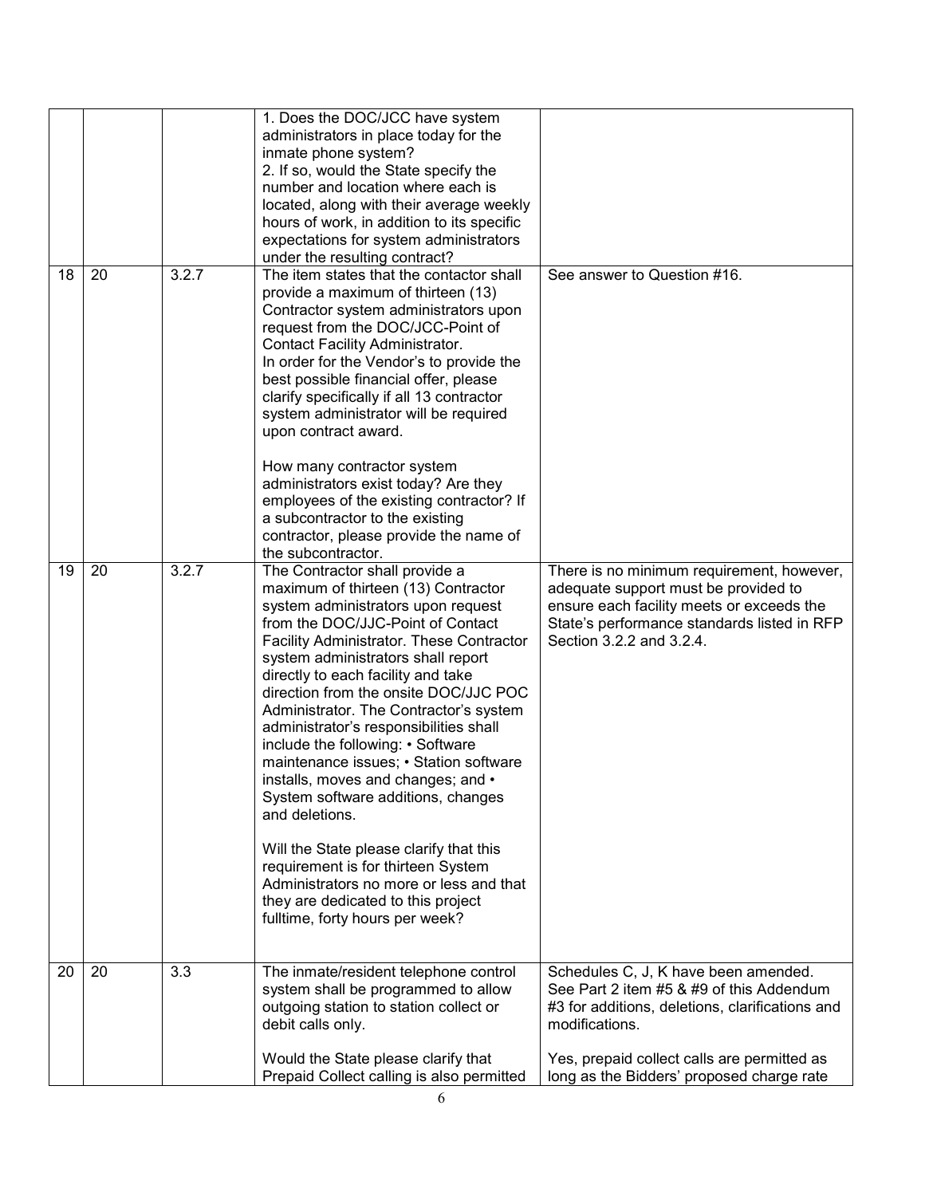| | | | | |
|---|---|---|---|---|
| | | | 1. Does the DOC/JCC have system administrators in place today for the inmate phone system?<br>2. If so, would the State specify the number and location where each is located, along with their average weekly hours of work, in addition to its specific expectations for system administrators under the resulting contract? | |
| 18 | 20 | 3.2.7 | The item states that the contactor shall provide a maximum of thirteen (13) Contractor system administrators upon request from the DOC/JCC-Point of Contact Facility Administrator.<br>In order for the Vendor's to provide the best possible financial offer, please clarify specifically if all 13 contractor system administrator will be required upon contract award.<br><br>How many contractor system administrators exist today? Are they employees of the existing contractor? If a subcontractor to the existing contractor, please provide the name of the subcontractor. | See answer to Question #16. |
| 19 | 20 | 3.2.7 | The Contractor shall provide a maximum of thirteen (13) Contractor system administrators upon request from the DOC/JJC-Point of Contact Facility Administrator. These Contractor system administrators shall report directly to each facility and take direction from the onsite DOC/JJC POC Administrator. The Contractor's system administrator's responsibilities shall include the following: • Software maintenance issues; • Station software installs, moves and changes; and • System software additions, changes and deletions.<br><br>Will the State please clarify that this requirement is for thirteen System Administrators no more or less and that they are dedicated to this project fulltime, forty hours per week? | There is no minimum requirement, however, adequate support must be provided to ensure each facility meets or exceeds the State's performance standards listed in RFP Section 3.2.2 and 3.2.4. |
| 20 | 20 | 3.3 | The inmate/resident telephone control system shall be programmed to allow outgoing station to station collect or debit calls only.<br><br>Would the State please clarify that Prepaid Collect calling is also permitted | Schedules C, J, K have been amended. See Part 2 item #5 & #9 of this Addendum #3 for additions, deletions, clarifications and modifications.<br><br>Yes, prepaid collect calls are permitted as long as the Bidders' proposed charge rate |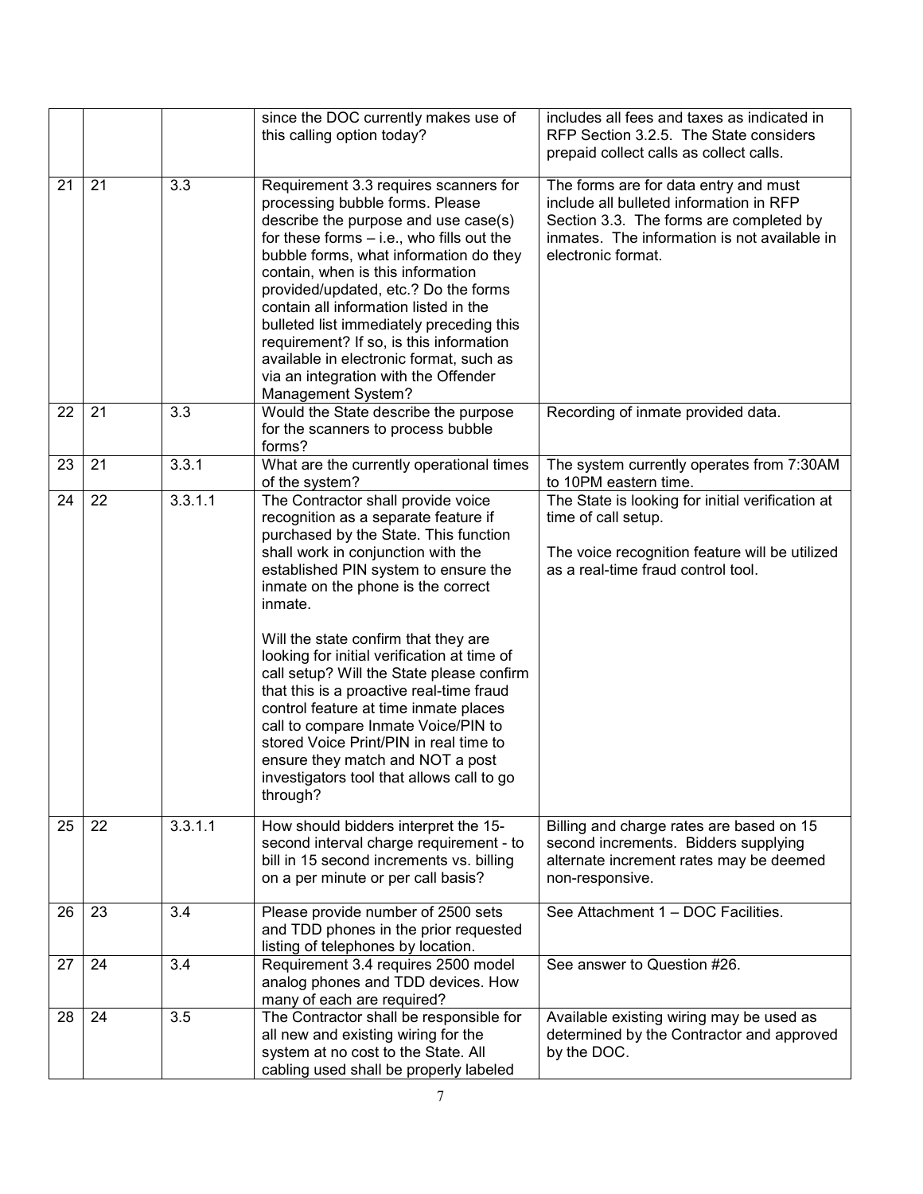|  |  |  | since the DOC currently makes use of this calling option today? | includes all fees and taxes as indicated in RFP Section 3.2.5. The State considers prepaid collect calls as collect calls. |
|---|---|---|---|---|
| 21 | 21 | 3.3 | Requirement 3.3 requires scanners for processing bubble forms. Please describe the purpose and use case(s) for these forms – i.e., who fills out the bubble forms, what information do they contain, when is this information provided/updated, etc.? Do the forms contain all information listed in the bulleted list immediately preceding this requirement? If so, is this information available in electronic format, such as via an integration with the Offender Management System? | The forms are for data entry and must include all bulleted information in RFP Section 3.3. The forms are completed by inmates. The information is not available in electronic format. |
| 22 | 21 | 3.3 | Would the State describe the purpose for the scanners to process bubble forms? | Recording of inmate provided data. |
| 23 | 21 | 3.3.1 | What are the currently operational times of the system? | The system currently operates from 7:30AM to 10PM eastern time. |
| 24 | 22 | 3.3.1.1 | The Contractor shall provide voice recognition as a separate feature if purchased by the State. This function shall work in conjunction with the established PIN system to ensure the inmate on the phone is the correct inmate.<br><br>Will the state confirm that they are looking for initial verification at time of call setup? Will the State please confirm that this is a proactive real-time fraud control feature at time inmate places call to compare Inmate Voice/PIN to stored Voice Print/PIN in real time to ensure they match and NOT a post investigators tool that allows call to go through? | The State is looking for initial verification at time of call setup.<br><br>The voice recognition feature will be utilized as a real-time fraud control tool. |
| 25 | 22 | 3.3.1.1 | How should bidders interpret the 15-second interval charge requirement - to bill in 15 second increments vs. billing on a per minute or per call basis? | Billing and charge rates are based on 15 second increments. Bidders supplying alternate increment rates may be deemed non-responsive. |
| 26 | 23 | 3.4 | Please provide number of 2500 sets and TDD phones in the prior requested listing of telephones by location. | See Attachment 1 – DOC Facilities. |
| 27 | 24 | 3.4 | Requirement 3.4 requires 2500 model analog phones and TDD devices. How many of each are required? | See answer to Question #26. |
| 28 | 24 | 3.5 | The Contractor shall be responsible for all new and existing wiring for the system at no cost to the State. All cabling used shall be properly labeled | Available existing wiring may be used as determined by the Contractor and approved by the DOC. |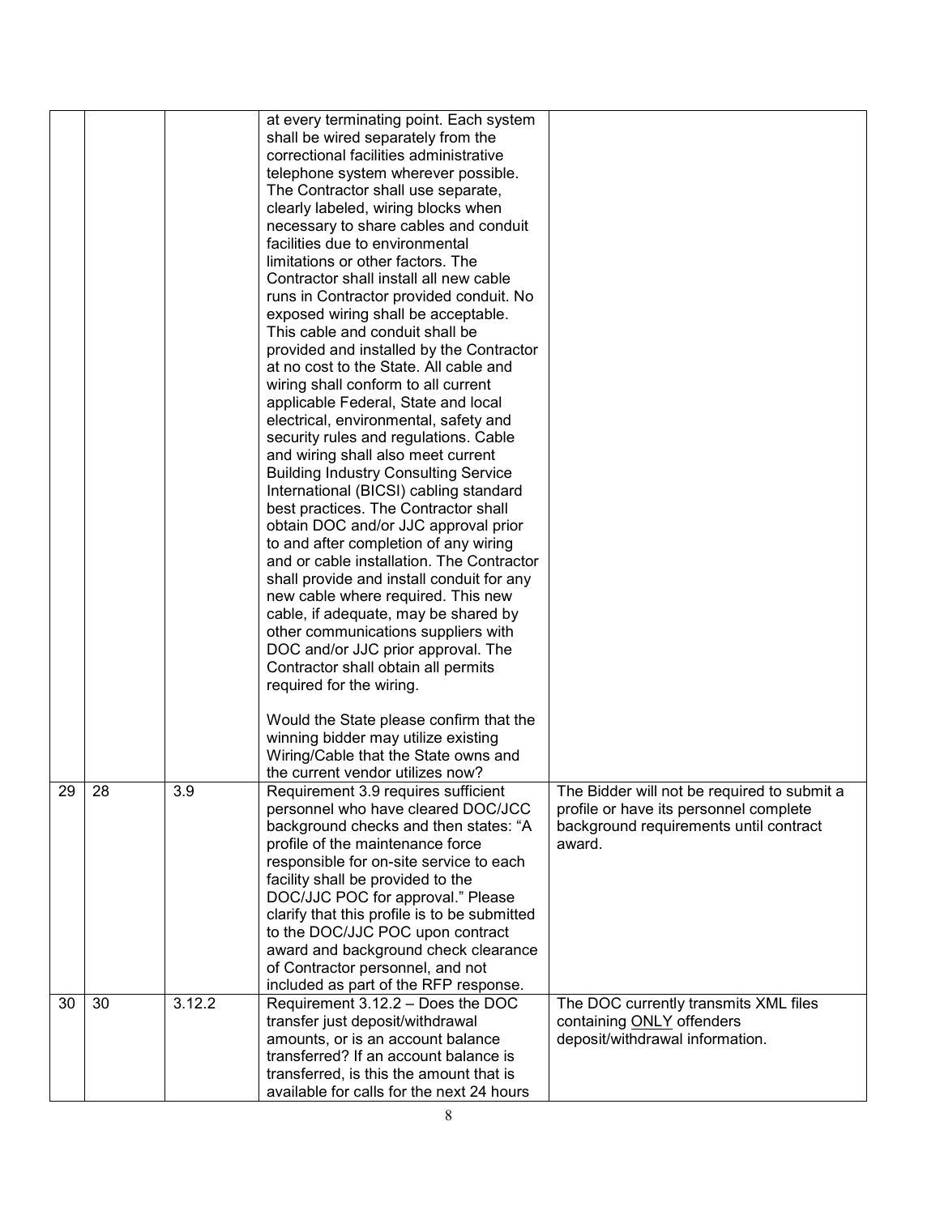| | | | | |
|---|---|---|---|---|
| | | | at every terminating point. Each system shall be wired separately from the correctional facilities administrative telephone system wherever possible. The Contractor shall use separate, clearly labeled, wiring blocks when necessary to share cables and conduit facilities due to environmental limitations or other factors. The Contractor shall install all new cable runs in Contractor provided conduit. No exposed wiring shall be acceptable. This cable and conduit shall be provided and installed by the Contractor at no cost to the State. All cable and wiring shall conform to all current applicable Federal, State and local electrical, environmental, safety and security rules and regulations. Cable and wiring shall also meet current Building Industry Consulting Service International (BICSI) cabling standard best practices. The Contractor shall obtain DOC and/or JJC approval prior to and after completion of any wiring and or cable installation. The Contractor shall provide and install conduit for any new cable where required. This new cable, if adequate, may be shared by other communications suppliers with DOC and/or JJC prior approval. The Contractor shall obtain all permits required for the wiring.<br><br>Would the State please confirm that the winning bidder may utilize existing Wiring/Cable that the State owns and the current vendor utilizes now? | |
| 29 | 28 | 3.9 | Requirement 3.9 requires sufficient personnel who have cleared DOC/JCC background checks and then states: "A profile of the maintenance force responsible for on-site service to each facility shall be provided to the DOC/JJC POC for approval." Please clarify that this profile is to be submitted to the DOC/JJC POC upon contract award and background check clearance of Contractor personnel, and not included as part of the RFP response. | The Bidder will not be required to submit a profile or have its personnel complete background requirements until contract award. |
| 30 | 30 | 3.12.2 | Requirement 3.12.2 – Does the DOC transfer just deposit/withdrawal amounts, or is an account balance transferred? If an account balance is transferred, is this the amount that is available for calls for the next 24 hours | The DOC currently transmits XML files containing <u>ONLY</u> offenders deposit/withdrawal information. |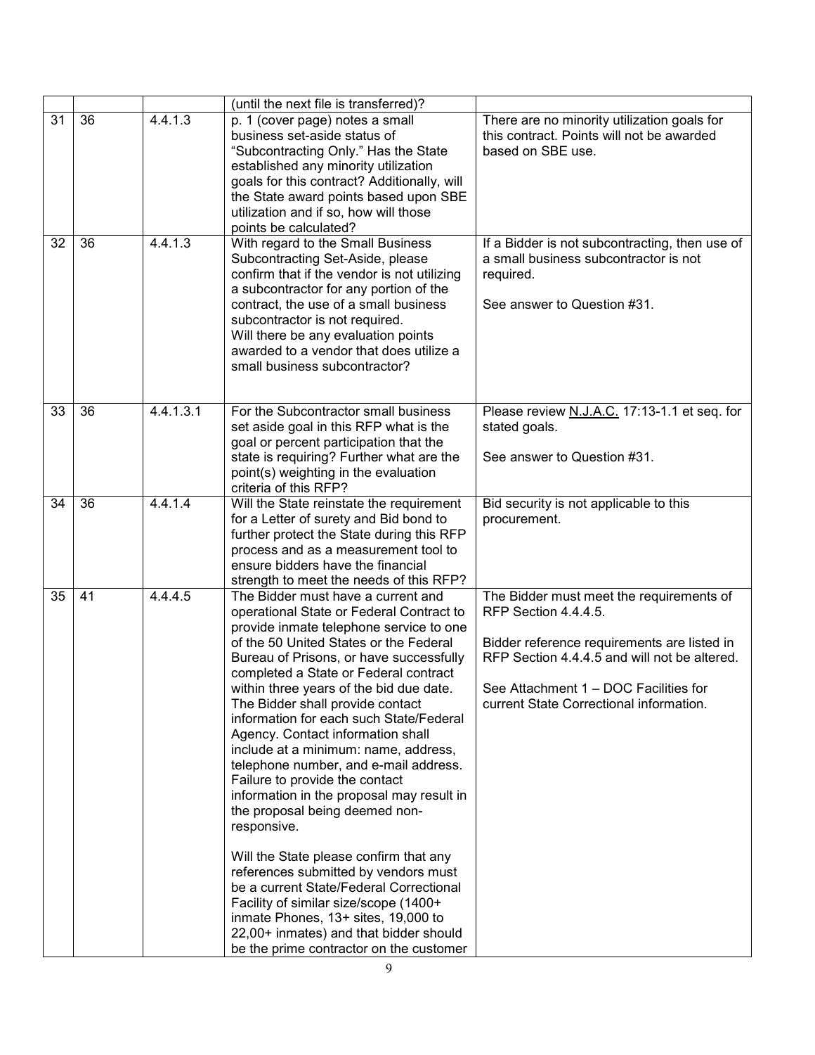| | | | | |
|---|---|---|---|---|
| | | | (until the next file is transferred)? | |
| 31 | 36 | 4.4.1.3 | p. 1 (cover page) notes a small business set-aside status of "Subcontracting Only." Has the State established any minority utilization goals for this contract. Additionally, will the State award points based upon SBE utilization and if so, how will those points be calculated? | There are no minority utilization goals for this contract. Points will not be awarded based on SBE use. |
| 32 | 36 | 4.4.1.3 | With regard to the Small Business Subcontracting Set-Aside, please confirm that if the vendor is not utilizing a subcontractor for any portion of the contract, the use of a small business subcontractor is not required.<br><br>Will there be any evaluation points awarded to a vendor that does utilize a small business subcontractor? | If a Bidder is not subcontracting, then use of a small business subcontractor is not required.<br><br>See answer to Question #31. |
| 33 | 36 | 4.4.1.3.1 | For the Subcontractor small business set aside goal in this RFP what is the goal or percent participation that the state is requiring? Further what are the point(s) weighting in the evaluation criteria of this RFP? | Please review N.J.A.C. 17:13-1.1 et seq. for stated goals.<br><br>See answer to Question #31. |
| 34 | 36 | 4.4.1.4 | Will the State reinstate the requirement for a Letter of surety and Bid bond to further protect the State during this RFP process and as a measurement tool to ensure bidders have the financial strength to meet the needs of this RFP? | Bid security is not applicable to this procurement. |
| 35 | 41 | 4.4.4.5 | The Bidder must have a current and operational State or Federal Contract to provide inmate telephone service to one of the 50 United States or the Federal Bureau of Prisons, or have successfully completed a State or Federal contract within three years of the bid due date. The Bidder shall provide contact information for each such State/Federal Agency. Contact information shall include at a minimum: name, address, telephone number, and e-mail address. Failure to provide the contact information in the proposal may result in the proposal being deemed non-responsive.<br><br>Will the State please confirm that any references submitted by vendors must be a current State/Federal Correctional Facility of similar size/scope (1400+ inmate Phones, 13+ sites, 19,000 to 22,00+ inmates) and that bidder should be the prime contractor on the customer | The Bidder must meet the requirements of RFP Section 4.4.4.5.<br><br>Bidder reference requirements are listed in RFP Section 4.4.4.5 and will not be altered.<br><br>See Attachment 1 – DOC Facilities for current State Correctional information. |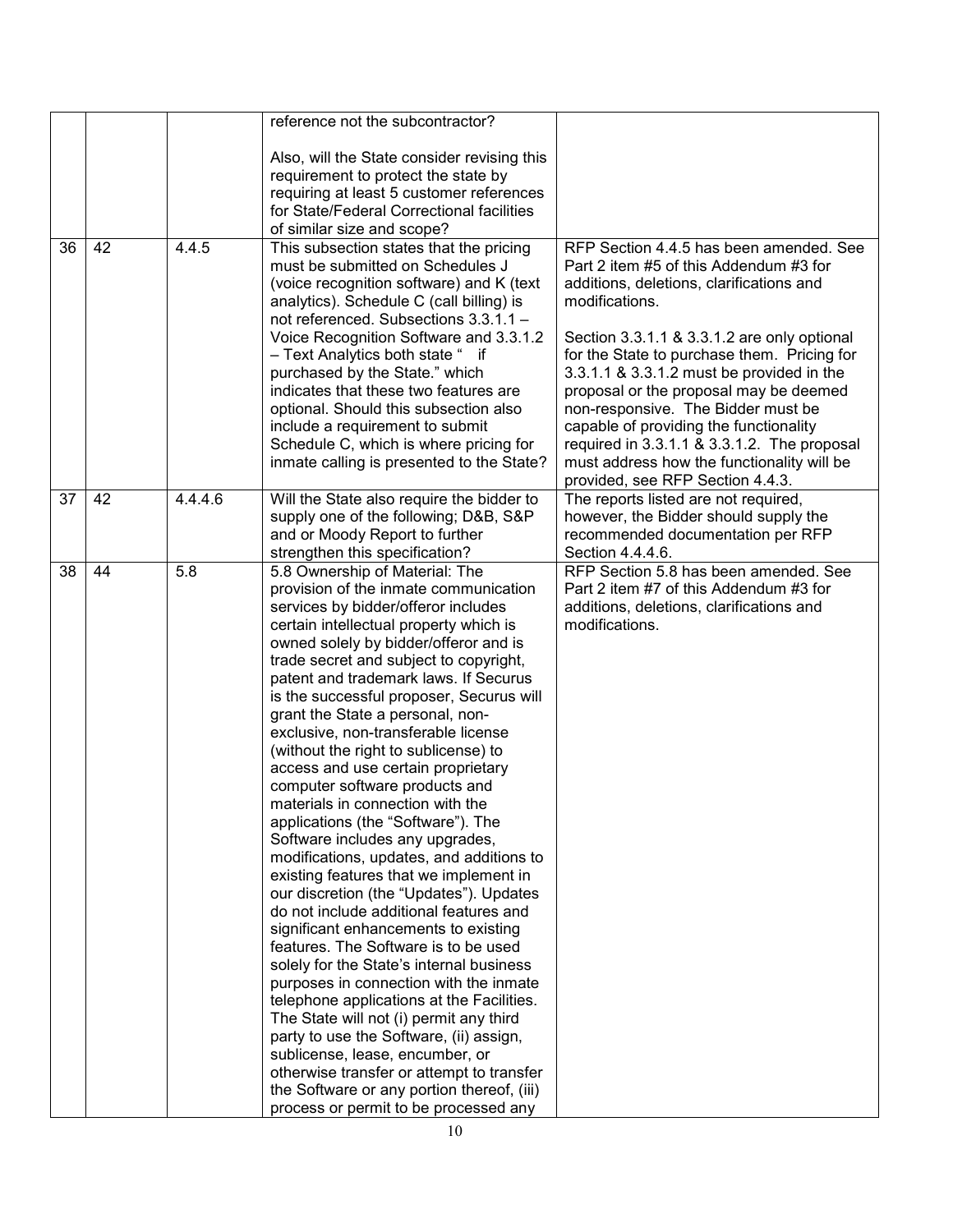| | | | | |
|---|---|---|---|---|
| | | | reference not the subcontractor?<br><br>Also, will the State consider revising this requirement to protect the state by requiring at least 5 customer references for State/Federal Correctional facilities of similar size and scope? | |
| 36 | 42 | 4.4.5 | This subsection states that the pricing must be submitted on Schedules J (voice recognition software) and K (text analytics). Schedule C (call billing) is not referenced. Subsections 3.3.1.1 – Voice Recognition Software and 3.3.1.2 – Text Analytics both state " if purchased by the State." which indicates that these two features are optional. Should this subsection also include a requirement to submit Schedule C, which is where pricing for inmate calling is presented to the State? | RFP Section 4.4.5 has been amended. See Part 2 item #5 of this Addendum #3 for additions, deletions, clarifications and modifications.<br><br>Section 3.3.1.1 & 3.3.1.2 are only optional for the State to purchase them. Pricing for 3.3.1.1 & 3.3.1.2 must be provided in the proposal or the proposal may be deemed non-responsive. The Bidder must be capable of providing the functionality required in 3.3.1.1 & 3.3.1.2. The proposal must address how the functionality will be provided, see RFP Section 4.4.3. |
| 37 | 42 | 4.4.4.6 | Will the State also require the bidder to supply one of the following; D&B, S&P and or Moody Report to further strengthen this specification? | The reports listed are not required, however, the Bidder should supply the recommended documentation per RFP Section 4.4.4.6. |
| 38 | 44 | 5.8 | 5.8 Ownership of Material: The provision of the inmate communication services by bidder/offeror includes certain intellectual property which is owned solely by bidder/offeror and is trade secret and subject to copyright, patent and trademark laws. If Securus is the successful proposer, Securus will grant the State a personal, non-exclusive, non-transferable license (without the right to sublicense) to access and use certain proprietary computer software products and materials in connection with the applications (the "Software"). The Software includes any upgrades, modifications, updates, and additions to existing features that we implement in our discretion (the "Updates"). Updates do not include additional features and significant enhancements to existing features. The Software is to be used solely for the State's internal business purposes in connection with the inmate telephone applications at the Facilities. The State will not (i) permit any third party to use the Software, (ii) assign, sublicense, lease, encumber, or otherwise transfer or attempt to transfer the Software or any portion thereof, (iii) process or permit to be processed any | RFP Section 5.8 has been amended. See Part 2 item #7 of this Addendum #3 for additions, deletions, clarifications and modifications. |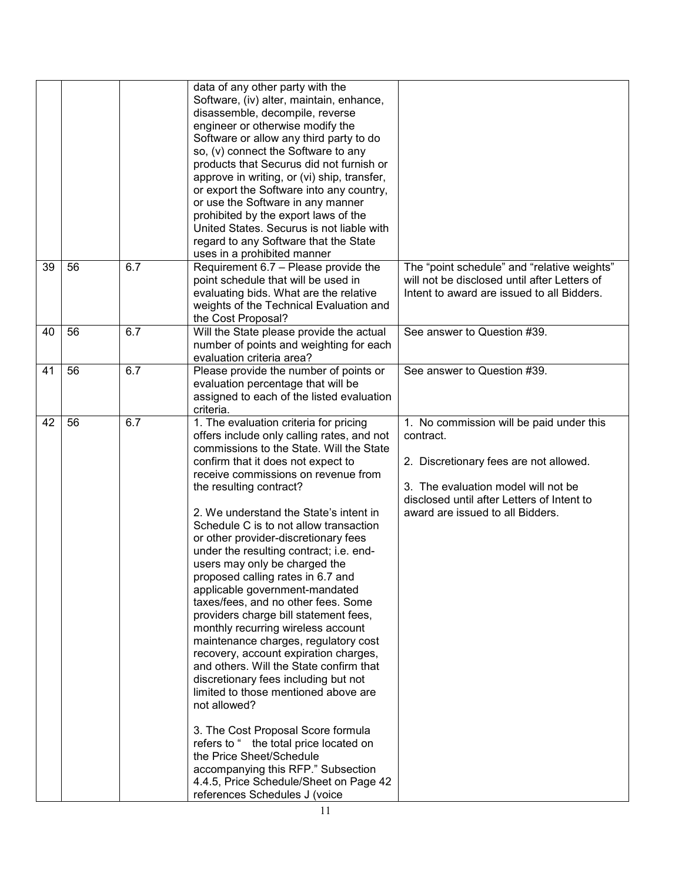|  |  |  |  |  |
|---|---|---|---|---|
|  |  |  | data of any other party with the Software, (iv) alter, maintain, enhance, disassemble, decompile, reverse engineer or otherwise modify the Software or allow any third party to do so, (v) connect the Software to any products that Securus did not furnish or approve in writing, or (vi) ship, transfer, or export the Software into any country, or use the Software in any manner prohibited by the export laws of the United States. Securus is not liable with regard to any Software that the State uses in a prohibited manner |  |
| 39 | 56 | 6.7 | Requirement 6.7 – Please provide the point schedule that will be used in evaluating bids. What are the relative weights of the Technical Evaluation and the Cost Proposal? | The "point schedule" and "relative weights" will not be disclosed until after Letters of Intent to award are issued to all Bidders. |
| 40 | 56 | 6.7 | Will the State please provide the actual number of points and weighting for each evaluation criteria area? | See answer to Question #39. |
| 41 | 56 | 6.7 | Please provide the number of points or evaluation percentage that will be assigned to each of the listed evaluation criteria. | See answer to Question #39. |
| 42 | 56 | 6.7 | 1. The evaluation criteria for pricing offers include only calling rates, and not commissions to the State. Will the State confirm that it does not expect to receive commissions on revenue from the resulting contract?<br><br>2. We understand the State's intent in Schedule C is to not allow transaction or other provider-discretionary fees under the resulting contract; i.e. end-users may only be charged the proposed calling rates in 6.7 and applicable government-mandated taxes/fees, and no other fees. Some providers charge bill statement fees, monthly recurring wireless account maintenance charges, regulatory cost recovery, account expiration charges, and others. Will the State confirm that discretionary fees including but not limited to those mentioned above are not allowed?<br><br>3. The Cost Proposal Score formula refers to " the total price located on the Price Sheet/Schedule accompanying this RFP." Subsection 4.4.5, Price Schedule/Sheet on Page 42 references Schedules J (voice | 1. No commission will be paid under this contract.<br><br>2. Discretionary fees are not allowed.<br><br>3. The evaluation model will not be disclosed until after Letters of Intent to award are issued to all Bidders. |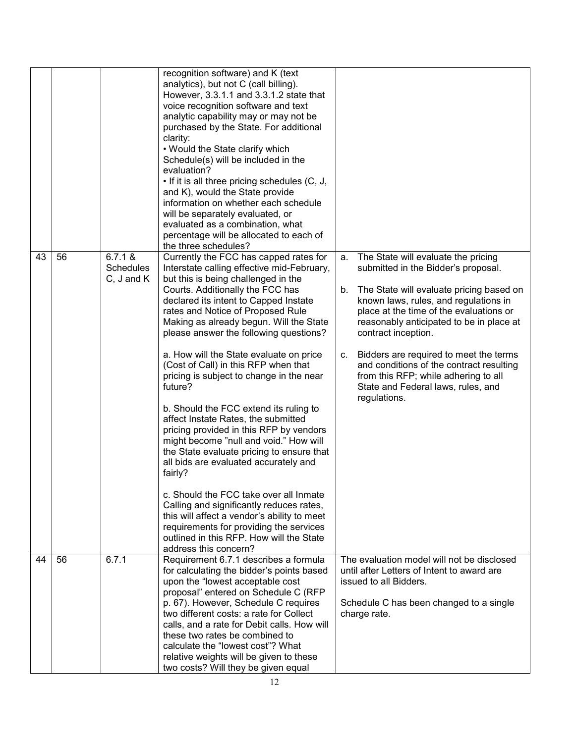| | | | | |
|---|---|---|---|---|
| | | | recognition software) and K (text analytics), but not C (call billing). However, 3.3.1.1 and 3.3.1.2 state that voice recognition software and text analytic capability may or may not be purchased by the State. For additional clarity:<br>• Would the State clarify which Schedule(s) will be included in the evaluation?<br>• If it is all three pricing schedules (C, J, and K), would the State provide information on whether each schedule will be separately evaluated, or evaluated as a combination, what percentage will be allocated to each of the three schedules? | |
| 43 | 56 | 6.7.1 & Schedules C, J and K | Currently the FCC has capped rates for Interstate calling effective mid-February, but this is being challenged in the Courts. Additionally the FCC has declared its intent to Capped Instate rates and Notice of Proposed Rule Making as already begun. Will the State please answer the following questions?<br><br>a. How will the State evaluate on price (Cost of Call) in this RFP when that pricing is subject to change in the near future?<br><br>b. Should the FCC extend its ruling to affect Instate Rates, the submitted pricing provided in this RFP by vendors might become "null and void." How will the State evaluate pricing to ensure that all bids are evaluated accurately and fairly?<br><br>c. Should the FCC take over all Inmate Calling and significantly reduces rates, this will affect a vendor's ability to meet requirements for providing the services outlined in this RFP. How will the State address this concern? | a. The State will evaluate the pricing submitted in the Bidder's proposal.<br><br>b. The State will evaluate pricing based on known laws, rules, and regulations in place at the time of the evaluations or reasonably anticipated to be in place at contract inception.<br><br>c. Bidders are required to meet the terms and conditions of the contract resulting from this RFP; while adhering to all State and Federal laws, rules, and regulations. |
| 44 | 56 | 6.7.1 | Requirement 6.7.1 describes a formula for calculating the bidder's points based upon the "lowest acceptable cost proposal" entered on Schedule C (RFP p. 67). However, Schedule C requires two different costs: a rate for Collect calls, and a rate for Debit calls. How will these two rates be combined to calculate the "lowest cost"? What relative weights will be given to these two costs? Will they be given equal | The evaluation model will not be disclosed until after Letters of Intent to award are issued to all Bidders.<br><br>Schedule C has been changed to a single charge rate. |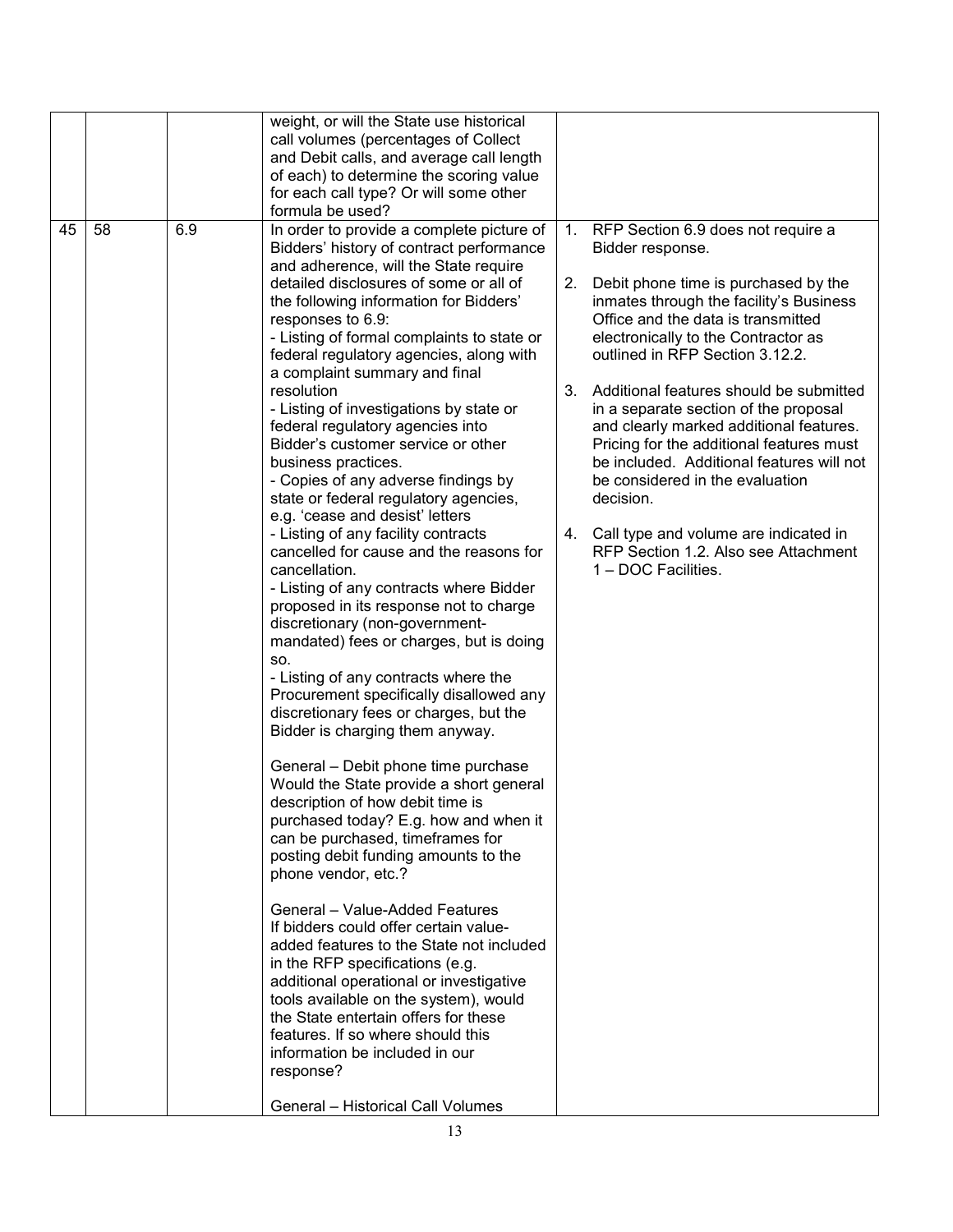| | | | | |
|---|---|---|---|---|
| | | | weight, or will the State use historical call volumes (percentages of Collect and Debit calls, and average call length of each) to determine the scoring value for each call type? Or will some other formula be used? | |
| 45 | 58 | 6.9 | In order to provide a complete picture of Bidders' history of contract performance and adherence, will the State require detailed disclosures of some or all of the following information for Bidders' responses to 6.9:<br>- Listing of formal complaints to state or federal regulatory agencies, along with a complaint summary and final resolution<br>- Listing of investigations by state or federal regulatory agencies into Bidder's customer service or other business practices.<br>- Copies of any adverse findings by state or federal regulatory agencies, e.g. 'cease and desist' letters<br>- Listing of any facility contracts cancelled for cause and the reasons for cancellation.<br>- Listing of any contracts where Bidder proposed in its response not to charge discretionary (non-government-mandated) fees or charges, but is doing so.<br>- Listing of any contracts where the Procurement specifically disallowed any discretionary fees or charges, but the Bidder is charging them anyway.<br><br>General – Debit phone time purchase<br>Would the State provide a short general description of how debit time is purchased today? E.g. how and when it can be purchased, timeframes for posting debit funding amounts to the phone vendor, etc.?<br><br>General – Value-Added Features<br>If bidders could offer certain value-added features to the State not included in the RFP specifications (e.g. additional operational or investigative tools available on the system), would the State entertain offers for these features. If so where should this information be included in our response?<br><br>General – Historical Call Volumes | 1. RFP Section 6.9 does not require a Bidder response.<br><br>2. Debit phone time is purchased by the inmates through the facility's Business Office and the data is transmitted electronically to the Contractor as outlined in RFP Section 3.12.2.<br><br>3. Additional features should be submitted in a separate section of the proposal and clearly marked additional features. Pricing for the additional features must be included. Additional features will not be considered in the evaluation decision.<br><br>4. Call type and volume are indicated in RFP Section 1.2. Also see Attachment 1 – DOC Facilities. |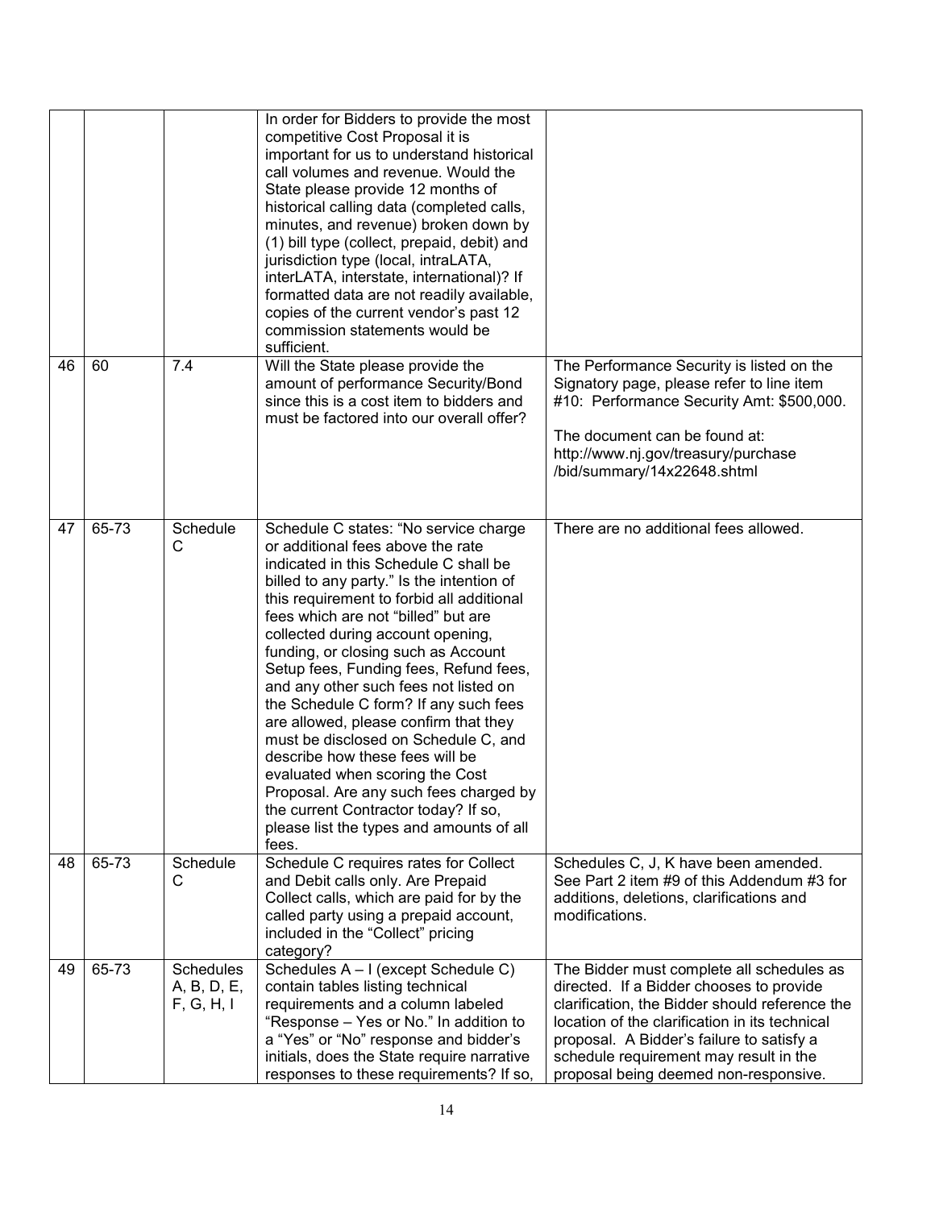| | | | | |
|---|---|---|---|---|
| | | | In order for Bidders to provide the most competitive Cost Proposal it is important for us to understand historical call volumes and revenue. Would the State please provide 12 months of historical calling data (completed calls, minutes, and revenue) broken down by (1) bill type (collect, prepaid, debit) and jurisdiction type (local, intraLATA, interLATA, interstate, international)? If formatted data are not readily available, copies of the current vendor's past 12 commission statements would be sufficient. | |
| 46 | 60 | 7.4 | Will the State please provide the amount of performance Security/Bond since this is a cost item to bidders and must be factored into our overall offer? | The Performance Security is listed on the Signatory page, please refer to line item #10: Performance Security Amt: $500,000.<br><br>The document can be found at: http://www.nj.gov/treasury/purchase /bid/summary/14x22648.shtml |
| 47 | 65-73 | Schedule C | Schedule C states: "No service charge or additional fees above the rate indicated in this Schedule C shall be billed to any party." Is the intention of this requirement to forbid all additional fees which are not "billed" but are collected during account opening, funding, or closing such as Account Setup fees, Funding fees, Refund fees, and any other such fees not listed on the Schedule C form? If any such fees are allowed, please confirm that they must be disclosed on Schedule C, and describe how these fees will be evaluated when scoring the Cost Proposal. Are any such fees charged by the current Contractor today? If so, please list the types and amounts of all fees. | There are no additional fees allowed. |
| 48 | 65-73 | Schedule C | Schedule C requires rates for Collect and Debit calls only. Are Prepaid Collect calls, which are paid for by the called party using a prepaid account, included in the "Collect" pricing category? | Schedules C, J, K have been amended. See Part 2 item #9 of this Addendum #3 for additions, deletions, clarifications and modifications. |
| 49 | 65-73 | Schedules A, B, D, E, F, G, H, I | Schedules A – I (except Schedule C) contain tables listing technical requirements and a column labeled "Response – Yes or No." In addition to a "Yes" or "No" response and bidder's initials, does the State require narrative responses to these requirements? If so, | The Bidder must complete all schedules as directed. If a Bidder chooses to provide clarification, the Bidder should reference the location of the clarification in its technical proposal. A Bidder's failure to satisfy a schedule requirement may result in the proposal being deemed non-responsive. |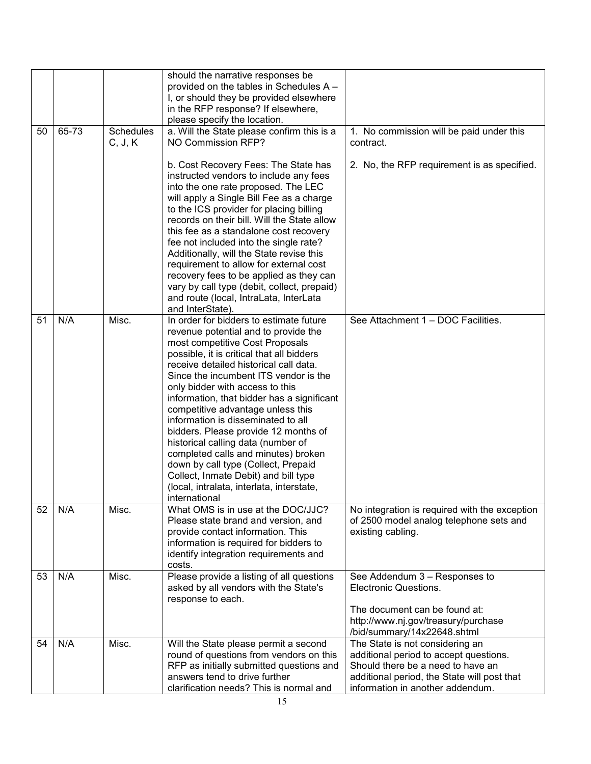| | | | should the narrative responses be provided on the tables in Schedules A – I, or should they be provided elsewhere in the RFP response? If elsewhere, please specify the location. | |
|---|---|---|---|---|
| 50 | 65-73 | Schedules C, J, K | a. Will the State please confirm this is a NO Commission RFP?<br><br>b. Cost Recovery Fees: The State has instructed vendors to include any fees into the one rate proposed. The LEC will apply a Single Bill Fee as a charge to the ICS provider for placing billing records on their bill. Will the State allow this fee as a standalone cost recovery fee not included into the single rate? Additionally, will the State revise this requirement to allow for external cost recovery fees to be applied as they can vary by call type (debit, collect, prepaid) and route (local, IntraLata, InterLata and InterState). | 1. No commission will be paid under this contract.<br><br>2. No, the RFP requirement is as specified. |
| 51 | N/A | Misc. | In order for bidders to estimate future revenue potential and to provide the most competitive Cost Proposals possible, it is critical that all bidders receive detailed historical call data. Since the incumbent ITS vendor is the only bidder with access to this information, that bidder has a significant competitive advantage unless this information is disseminated to all bidders. Please provide 12 months of historical calling data (number of completed calls and minutes) broken down by call type (Collect, Prepaid Collect, Inmate Debit) and bill type (local, intralata, interlata, interstate, international | See Attachment 1 – DOC Facilities. |
| 52 | N/A | Misc. | What OMS is in use at the DOC/JJC? Please state brand and version, and provide contact information. This information is required for bidders to identify integration requirements and costs. | No integration is required with the exception of 2500 model analog telephone sets and existing cabling. |
| 53 | N/A | Misc. | Please provide a listing of all questions asked by all vendors with the State's response to each. | See Addendum 3 – Responses to Electronic Questions.<br><br>The document can be found at: http://www.nj.gov/treasury/purchase/bid/summary/14x22648.shtml |
| 54 | N/A | Misc. | Will the State please permit a second round of questions from vendors on this RFP as initially submitted questions and answers tend to drive further clarification needs? This is normal and | The State is not considering an additional period to accept questions. Should there be a need to have an additional period, the State will post that information in another addendum. |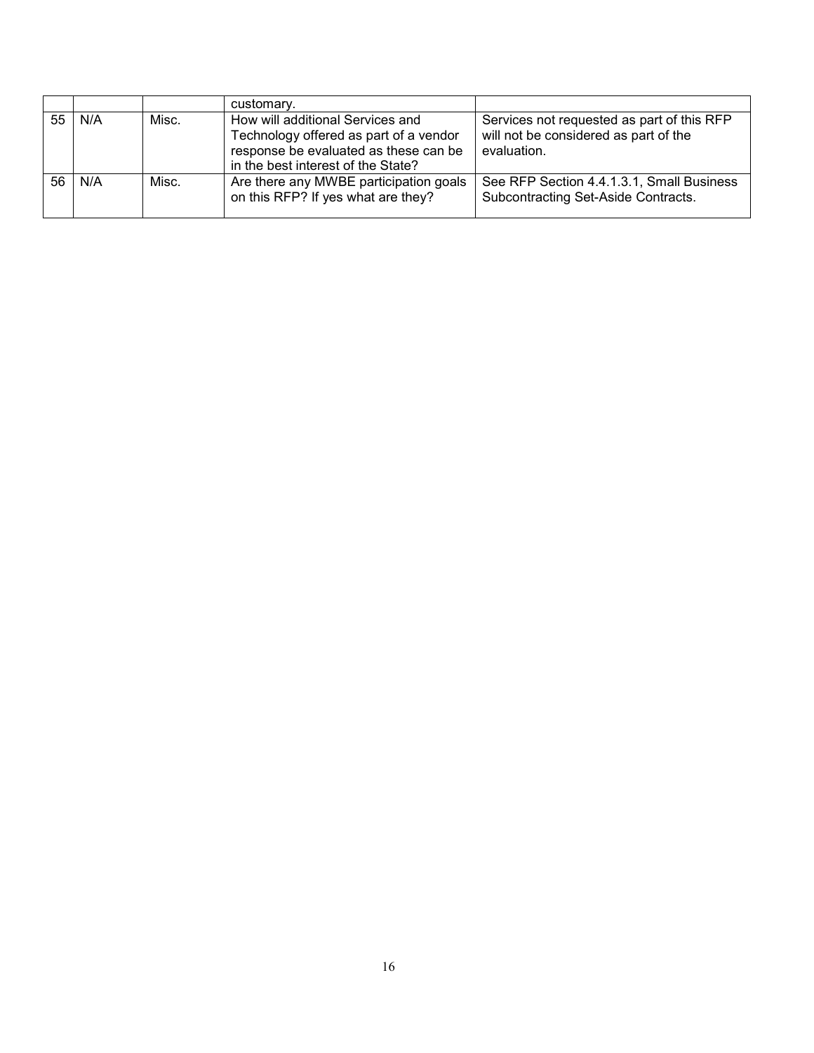| | | | | |
|---|---|---|---|---|
| | | | customary. | |
| 55 | N/A | Misc. | How will additional Services and Technology offered as part of a vendor response be evaluated as these can be in the best interest of the State? | Services not requested as part of this RFP will not be considered as part of the evaluation. |
| 56 | N/A | Misc. | Are there any MWBE participation goals on this RFP? If yes what are they? | See RFP Section 4.4.1.3.1, Small Business Subcontracting Set-Aside Contracts. |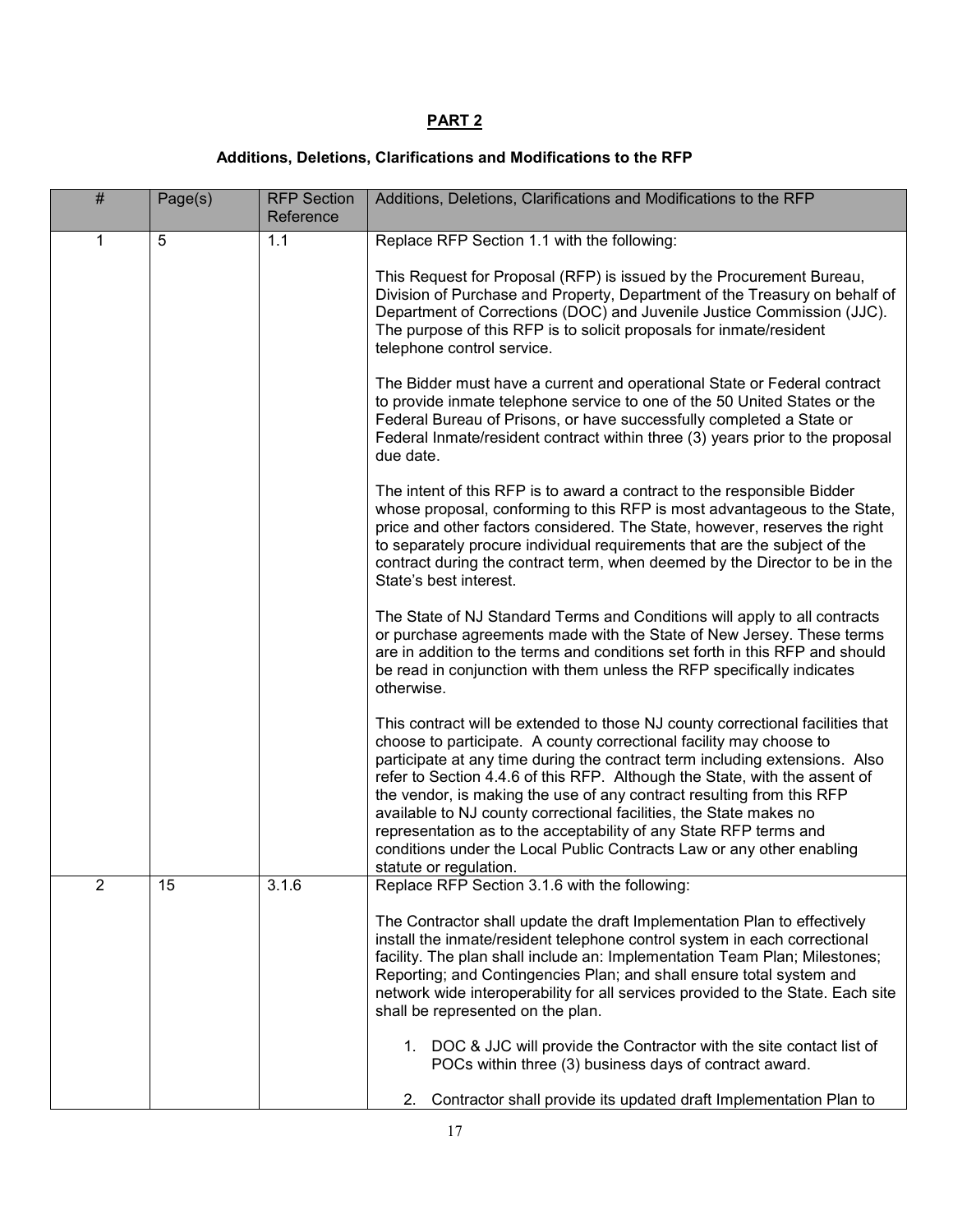## PART 2

### Additions, Deletions, Clarifications and Modifications to the RFP

| # | Page(s) | RFP Section Reference | Additions, Deletions, Clarifications and Modifications to the RFP |
|---|---|---|---|
| 1 | 5 | 1.1 | Replace RFP Section 1.1 with the following:<br><br>This Request for Proposal (RFP) is issued by the Procurement Bureau, Division of Purchase and Property, Department of the Treasury on behalf of Department of Corrections (DOC) and Juvenile Justice Commission (JJC). The purpose of this RFP is to solicit proposals for inmate/resident telephone control service.<br><br>The Bidder must have a current and operational State or Federal contract to provide inmate telephone service to one of the 50 United States or the Federal Bureau of Prisons, or have successfully completed a State or Federal Inmate/resident contract within three (3) years prior to the proposal due date.<br><br>The intent of this RFP is to award a contract to the responsible Bidder whose proposal, conforming to this RFP is most advantageous to the State, price and other factors considered. The State, however, reserves the right to separately procure individual requirements that are the subject of the contract during the contract term, when deemed by the Director to be in the State's best interest.<br><br>The State of NJ Standard Terms and Conditions will apply to all contracts or purchase agreements made with the State of New Jersey. These terms are in addition to the terms and conditions set forth in this RFP and should be read in conjunction with them unless the RFP specifically indicates otherwise.<br><br>This contract will be extended to those NJ county correctional facilities that choose to participate. A county correctional facility may choose to participate at any time during the contract term including extensions. Also refer to Section 4.4.6 of this RFP. Although the State, with the assent of the vendor, is making the use of any contract resulting from this RFP available to NJ county correctional facilities, the State makes no representation as to the acceptability of any State RFP terms and conditions under the Local Public Contracts Law or any other enabling statute or regulation. |
| 2 | 15 | 3.1.6 | Replace RFP Section 3.1.6 with the following:<br><br>The Contractor shall update the draft Implementation Plan to effectively install the inmate/resident telephone control system in each correctional facility. The plan shall include an: Implementation Team Plan; Milestones; Reporting; and Contingencies Plan; and shall ensure total system and network wide interoperability for all services provided to the State. Each site shall be represented on the plan.<br><br>1. DOC & JJC will provide the Contractor with the site contact list of POCs within three (3) business days of contract award.<br><br>2. Contractor shall provide its updated draft Implementation Plan to |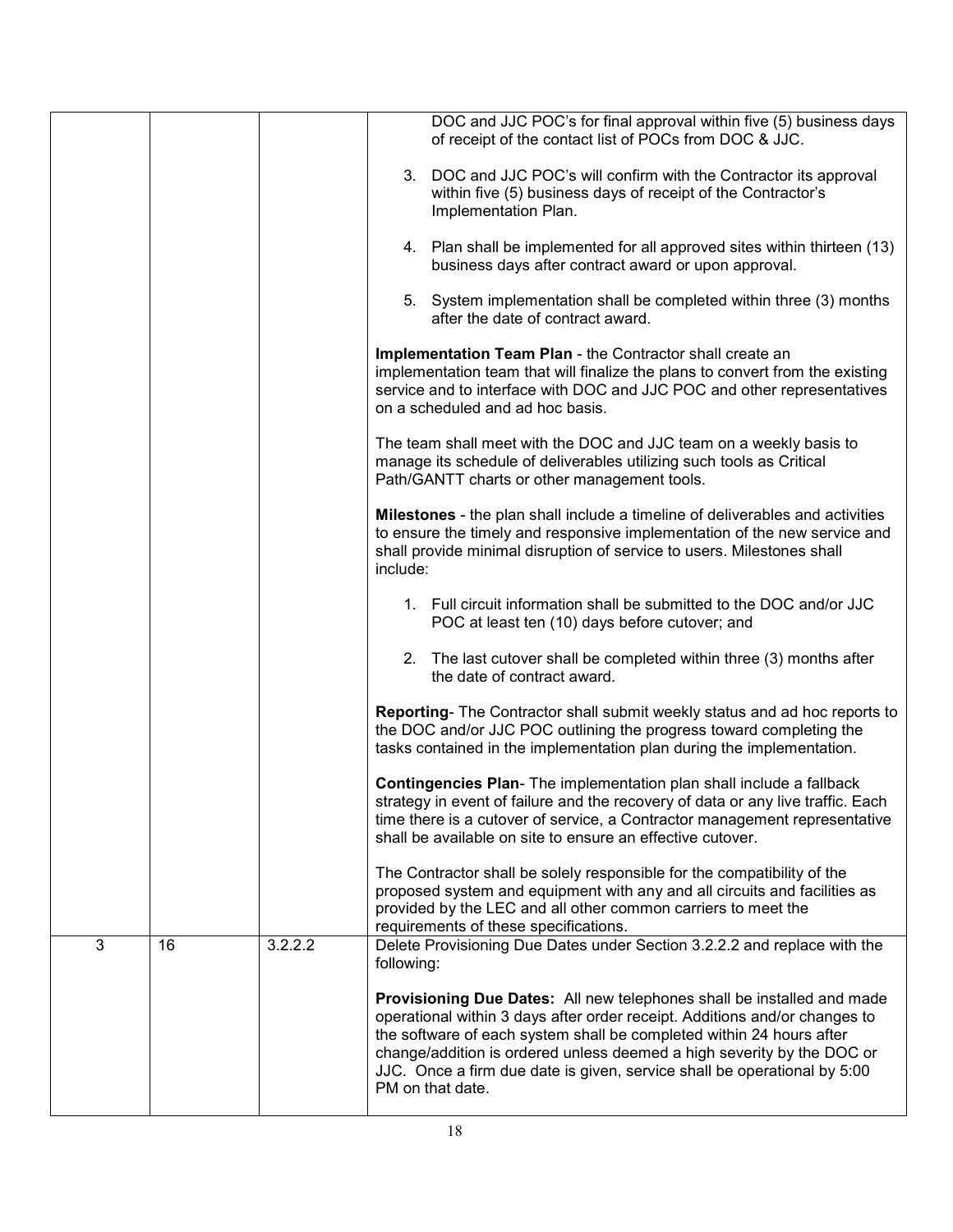| | | | |
|---|---|---|---|
| | | | DOC and JJC POC's for final approval within five (5) business days of receipt of the contact list of POCs from DOC & JJC.<br><br>3. DOC and JJC POC's will confirm with the Contractor its approval within five (5) business days of receipt of the Contractor's Implementation Plan.<br><br>4. Plan shall be implemented for all approved sites within thirteen (13) business days after contract award or upon approval.<br><br>5. System implementation shall be completed within three (3) months after the date of contract award.<br><br>**Implementation Team Plan** - the Contractor shall create an implementation team that will finalize the plans to convert from the existing service and to interface with DOC and JJC POC and other representatives on a scheduled and ad hoc basis.<br><br>The team shall meet with the DOC and JJC team on a weekly basis to manage its schedule of deliverables utilizing such tools as Critical Path/GANTT charts or other management tools.<br><br>**Milestones** - the plan shall include a timeline of deliverables and activities to ensure the timely and responsive implementation of the new service and shall provide minimal disruption of service to users. Milestones shall include:<br><br>1. Full circuit information shall be submitted to the DOC and/or JJC POC at least ten (10) days before cutover; and<br><br>2. The last cutover shall be completed within three (3) months after the date of contract award.<br><br>**Reporting**- The Contractor shall submit weekly status and ad hoc reports to the DOC and/or JJC POC outlining the progress toward completing the tasks contained in the implementation plan during the implementation.<br><br>**Contingencies Plan**- The implementation plan shall include a fallback strategy in event of failure and the recovery of data or any live traffic. Each time there is a cutover of service, a Contractor management representative shall be available on site to ensure an effective cutover.<br><br>The Contractor shall be solely responsible for the compatibility of the proposed system and equipment with any and all circuits and facilities as provided by the LEC and all other common carriers to meet the requirements of these specifications. |
| 3 | 16 | 3.2.2.2 | Delete Provisioning Due Dates under Section 3.2.2.2 and replace with the following:<br><br>**Provisioning Due Dates:** All new telephones shall be installed and made operational within 3 days after order receipt. Additions and/or changes to the software of each system shall be completed within 24 hours after change/addition is ordered unless deemed a high severity by the DOC or JJC. Once a firm due date is given, service shall be operational by 5:00 PM on that date. |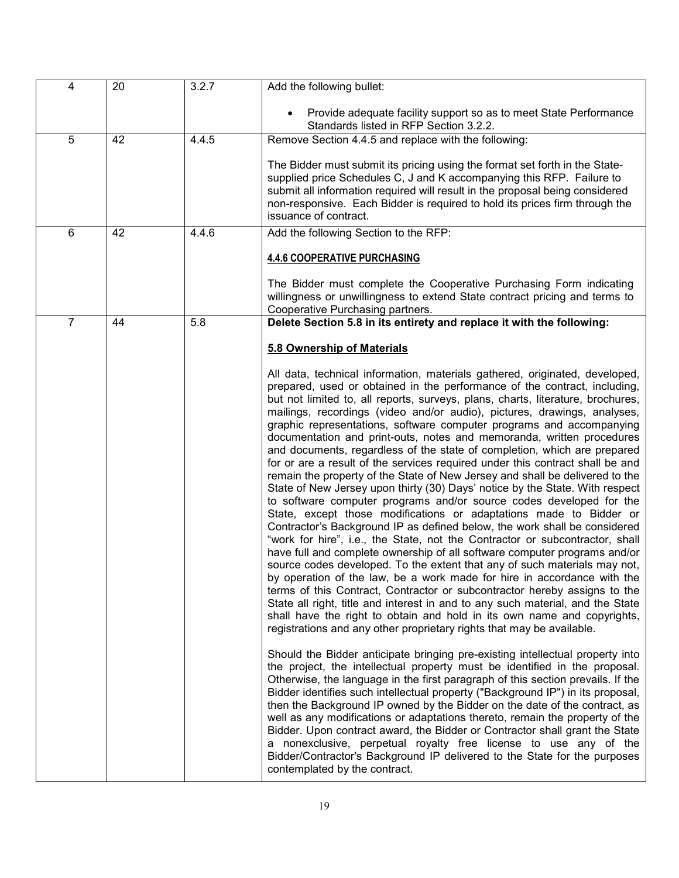| 4 | 20 | 3.2.7 | Add the following bullet:<br><br>• Provide adequate facility support so as to meet State Performance Standards listed in RFP Section 3.2.2. |
|---|---|---|---|
| 5 | 42 | 4.4.5 | Remove Section 4.4.5 and replace with the following:<br><br>The Bidder must submit its pricing using the format set forth in the State-supplied price Schedules C, J and K accompanying this RFP. Failure to submit all information required will result in the proposal being considered non-responsive. Each Bidder is required to hold its prices firm through the issuance of contract. |
| 6 | 42 | 4.4.6 | Add the following Section to the RFP:<br><br>**4.4.6 COOPERATIVE PURCHASING**<br><br>The Bidder must complete the Cooperative Purchasing Form indicating willingness or unwillingness to extend State contract pricing and terms to Cooperative Purchasing partners. |
| 7 | 44 | 5.8 | **Delete Section 5.8 in its entirety and replace it with the following:**<br><br>**5.8 Ownership of Materials**<br><br>All data, technical information, materials gathered, originated, developed, prepared, used or obtained in the performance of the contract, including, but not limited to, all reports, surveys, plans, charts, literature, brochures, mailings, recordings (video and/or audio), pictures, drawings, analyses, graphic representations, software computer programs and accompanying documentation and print-outs, notes and memoranda, written procedures and documents, regardless of the state of completion, which are prepared for or are a result of the services required under this contract shall be and remain the property of the State of New Jersey and shall be delivered to the State of New Jersey upon thirty (30) Days' notice by the State. With respect to software computer programs and/or source codes developed for the State, except those modifications or adaptations made to Bidder or Contractor's Background IP as defined below, the work shall be considered "work for hire", i.e., the State, not the Contractor or subcontractor, shall have full and complete ownership of all software computer programs and/or source codes developed. To the extent that any of such materials may not, by operation of the law, be a work made for hire in accordance with the terms of this Contract, Contractor or subcontractor hereby assigns to the State all right, title and interest in and to any such material, and the State shall have the right to obtain and hold in its own name and copyrights, registrations and any other proprietary rights that may be available.<br><br>Should the Bidder anticipate bringing pre-existing intellectual property into the project, the intellectual property must be identified in the proposal. Otherwise, the language in the first paragraph of this section prevails. If the Bidder identifies such intellectual property ("Background IP") in its proposal, then the Background IP owned by the Bidder on the date of the contract, as well as any modifications or adaptations thereto, remain the property of the Bidder. Upon contract award, the Bidder or Contractor shall grant the State a nonexclusive, perpetual royalty free license to use any of the Bidder/Contractor's Background IP delivered to the State for the purposes contemplated by the contract. |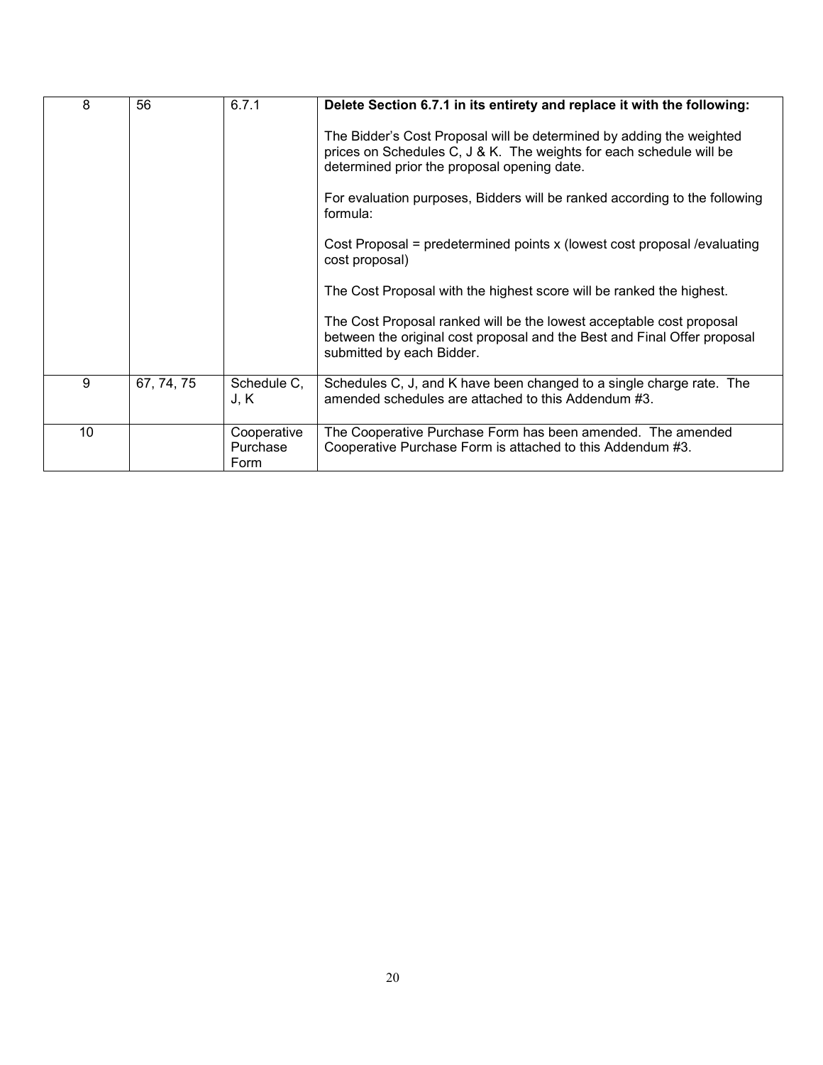| 8 | 56 | 6.7.1 | **Delete Section 6.7.1 in its entirety and replace it with the following:**<br><br>The Bidder's Cost Proposal will be determined by adding the weighted prices on Schedules C, J & K. The weights for each schedule will be determined prior the proposal opening date.<br><br>For evaluation purposes, Bidders will be ranked according to the following formula:<br><br>Cost Proposal = predetermined points x (lowest cost proposal /evaluating cost proposal)<br><br>The Cost Proposal with the highest score will be ranked the highest.<br><br>The Cost Proposal ranked will be the lowest acceptable cost proposal between the original cost proposal and the Best and Final Offer proposal submitted by each Bidder. |
|---|---|---|---|
| 9 | 67, 74, 75 | Schedule C, J, K | Schedules C, J, and K have been changed to a single charge rate. The amended schedules are attached to this Addendum #3. |
| 10 | | Cooperative Purchase Form | The Cooperative Purchase Form has been amended. The amended Cooperative Purchase Form is attached to this Addendum #3. |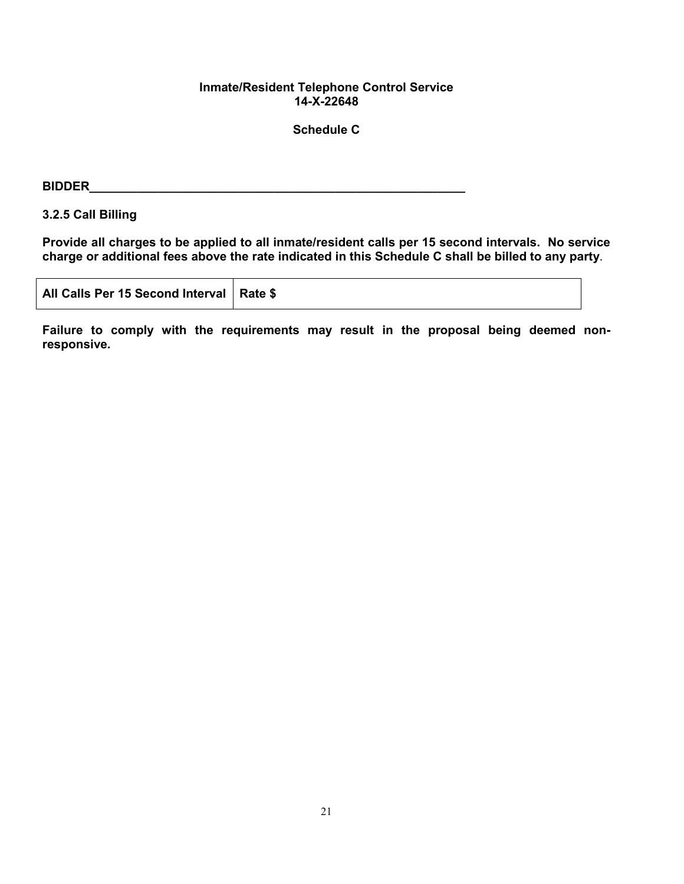**Inmate/Resident Telephone Control Service**
**14-X-22648**

**Schedule C**

**BIDDER**______________________________________________________

**3.2.5 Call Billing**

**Provide all charges to be applied to all inmate/resident calls per 15 second intervals. No service charge or additional fees above the rate indicated in this Schedule C shall be billed to any party**.

| All Calls Per 15 Second Interval | Rate $ |
|---|---|

**Failure to comply with the requirements may result in the proposal being deemed non-responsive.**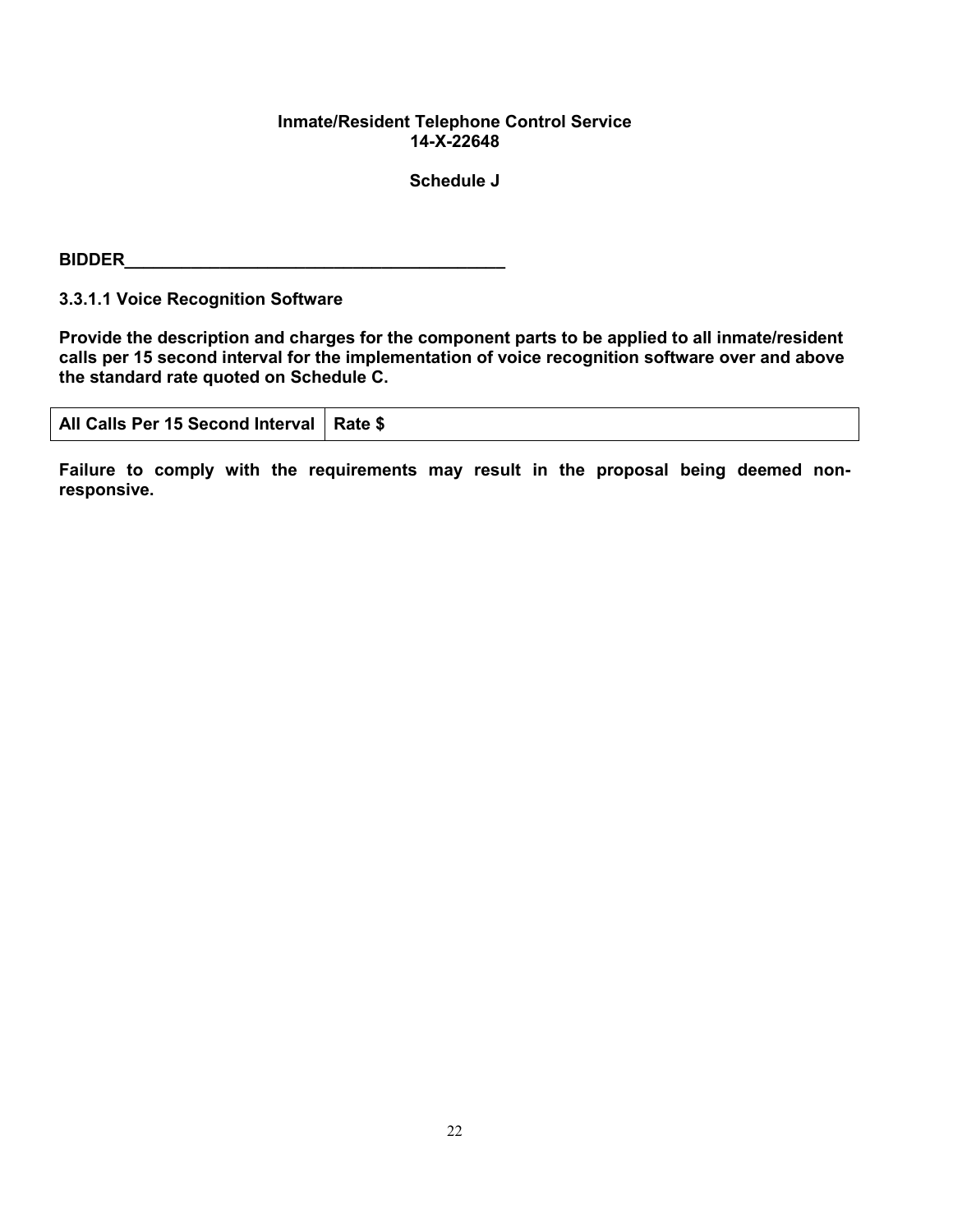**Inmate/Resident Telephone Control Service**
**14-X-22648**

**Schedule J**

**BIDDER________________________________________**

**3.3.1.1 Voice Recognition Software**

**Provide the description and charges for the component parts to be applied to all inmate/resident calls per 15 second interval for the implementation of voice recognition software over and above the standard rate quoted on Schedule C.**

| All Calls Per 15 Second Interval | Rate $ |
|---|---|

**Failure to comply with the requirements may result in the proposal being deemed non-responsive.**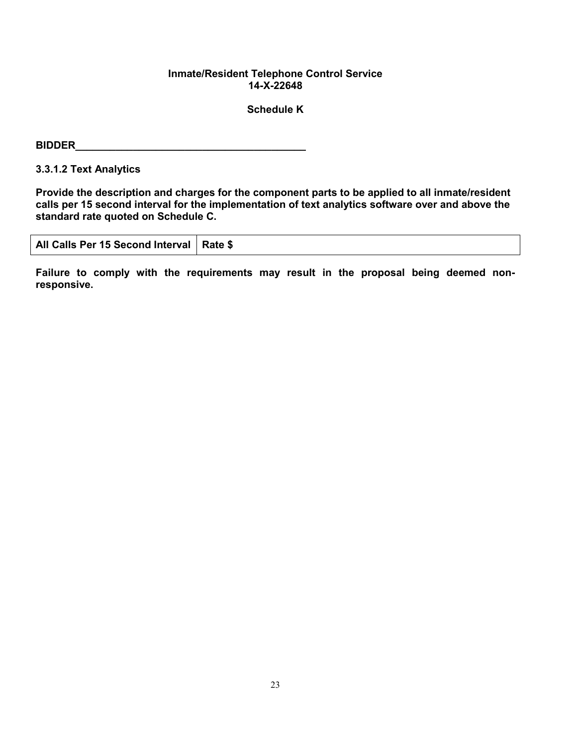**Inmate/Resident Telephone Control Service**
**14-X-22648**

**Schedule K**

**BIDDER_______________________________________**

**3.3.1.2 Text Analytics**

**Provide the description and charges for the component parts to be applied to all inmate/resident calls per 15 second interval for the implementation of text analytics software over and above the standard rate quoted on Schedule C.**

| All Calls Per 15 Second Interval | Rate $ |
|---|---|

**Failure to comply with the requirements may result in the proposal being deemed non-responsive.**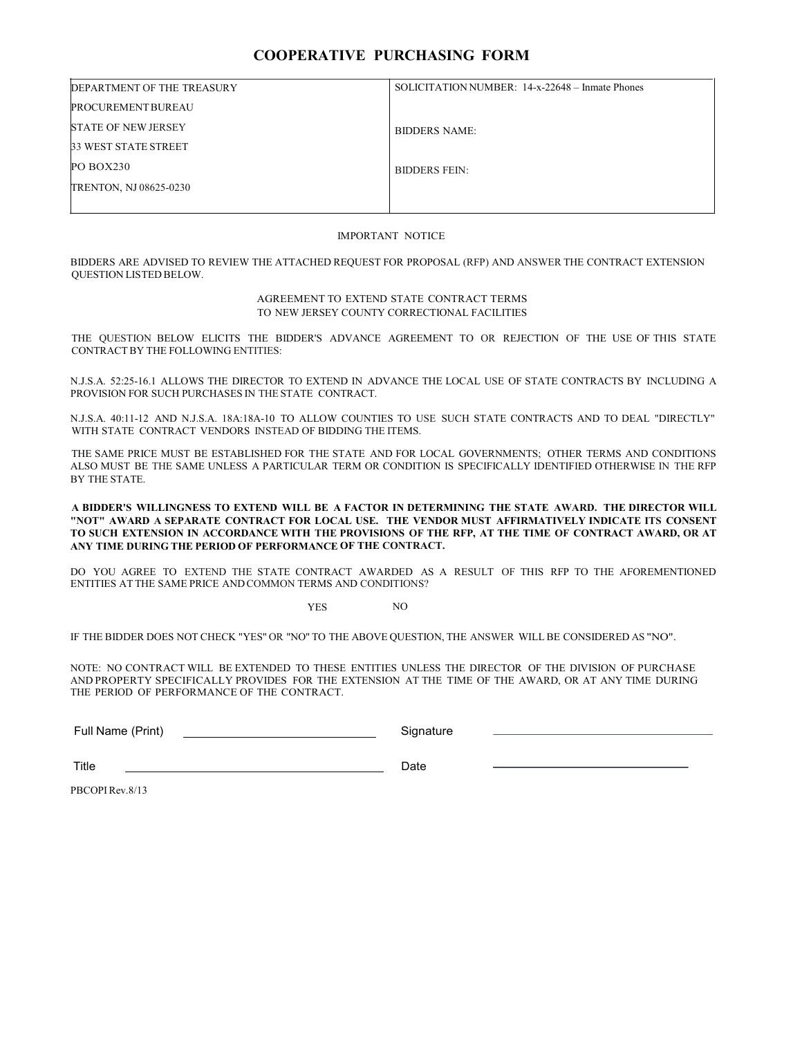# COOPERATIVE PURCHASING FORM

| DEPARTMENT OF THE TREASURY<br>PROCUREMENT BUREAU<br>STATE OF NEW JERSEY<br>33 WEST STATE STREET<br>PO BOX230<br>TRENTON, NJ 08625-0230 | SOLICITATION NUMBER: 14-x-22648 – Inmate Phones<br><br>BIDDERS NAME:<br><br>BIDDERS FEIN: |
|---|---|

IMPORTANT NOTICE

BIDDERS ARE ADVISED TO REVIEW THE ATTACHED REQUEST FOR PROPOSAL (RFP) AND ANSWER THE CONTRACT EXTENSION QUESTION LISTED BELOW.

AGREEMENT TO EXTEND STATE CONTRACT TERMS
TO NEW JERSEY COUNTY CORRECTIONAL FACILITIES

THE QUESTION BELOW ELICITS THE BIDDER'S ADVANCE AGREEMENT TO OR REJECTION OF THE USE OF THIS STATE CONTRACT BY THE FOLLOWING ENTITIES:

N.J.S.A. 52:25-16.1 ALLOWS THE DIRECTOR TO EXTEND IN ADVANCE THE LOCAL USE OF STATE CONTRACTS BY INCLUDING A PROVISION FOR SUCH PURCHASES IN THE STATE CONTRACT.

N.J.S.A. 40:11-12 AND N.J.S.A. 18A:18A-10 TO ALLOW COUNTIES TO USE SUCH STATE CONTRACTS AND TO DEAL "DIRECTLY" WITH STATE CONTRACT VENDORS INSTEAD OF BIDDING THE ITEMS.

THE SAME PRICE MUST BE ESTABLISHED FOR THE STATE AND FOR LOCAL GOVERNMENTS; OTHER TERMS AND CONDITIONS ALSO MUST BE THE SAME UNLESS A PARTICULAR TERM OR CONDITION IS SPECIFICALLY IDENTIFIED OTHERWISE IN THE RFP BY THE STATE.

**A BIDDER'S WILLINGNESS TO EXTEND WILL BE A FACTOR IN DETERMINING THE STATE AWARD. THE DIRECTOR WILL "NOT" AWARD A SEPARATE CONTRACT FOR LOCAL USE. THE VENDOR MUST AFFIRMATIVELY INDICATE ITS CONSENT TO SUCH EXTENSION IN ACCORDANCE WITH THE PROVISIONS OF THE RFP, AT THE TIME OF CONTRACT AWARD, OR AT ANY TIME DURING THE PERIOD OF PERFORMANCE OF THE CONTRACT.**

DO YOU AGREE TO EXTEND THE STATE CONTRACT AWARDED AS A RESULT OF THIS RFP TO THE AFOREMENTIONED ENTITIES AT THE SAME PRICE AND COMMON TERMS AND CONDITIONS?

YES NO

IF THE BIDDER DOES NOT CHECK "YES" OR "NO" TO THE ABOVE QUESTION, THE ANSWER WILL BE CONSIDERED AS "NO".

NOTE: NO CONTRACT WILL BE EXTENDED TO THESE ENTITIES UNLESS THE DIRECTOR OF THE DIVISION OF PURCHASE AND PROPERTY SPECIFICALLY PROVIDES FOR THE EXTENSION AT THE TIME OF THE AWARD, OR AT ANY TIME DURING THE PERIOD OF PERFORMANCE OF THE CONTRACT.

Full Name (Print) ______________________ Signature ______________________

Title ______________________ Date ______________________

PBCOPI Rev.8/13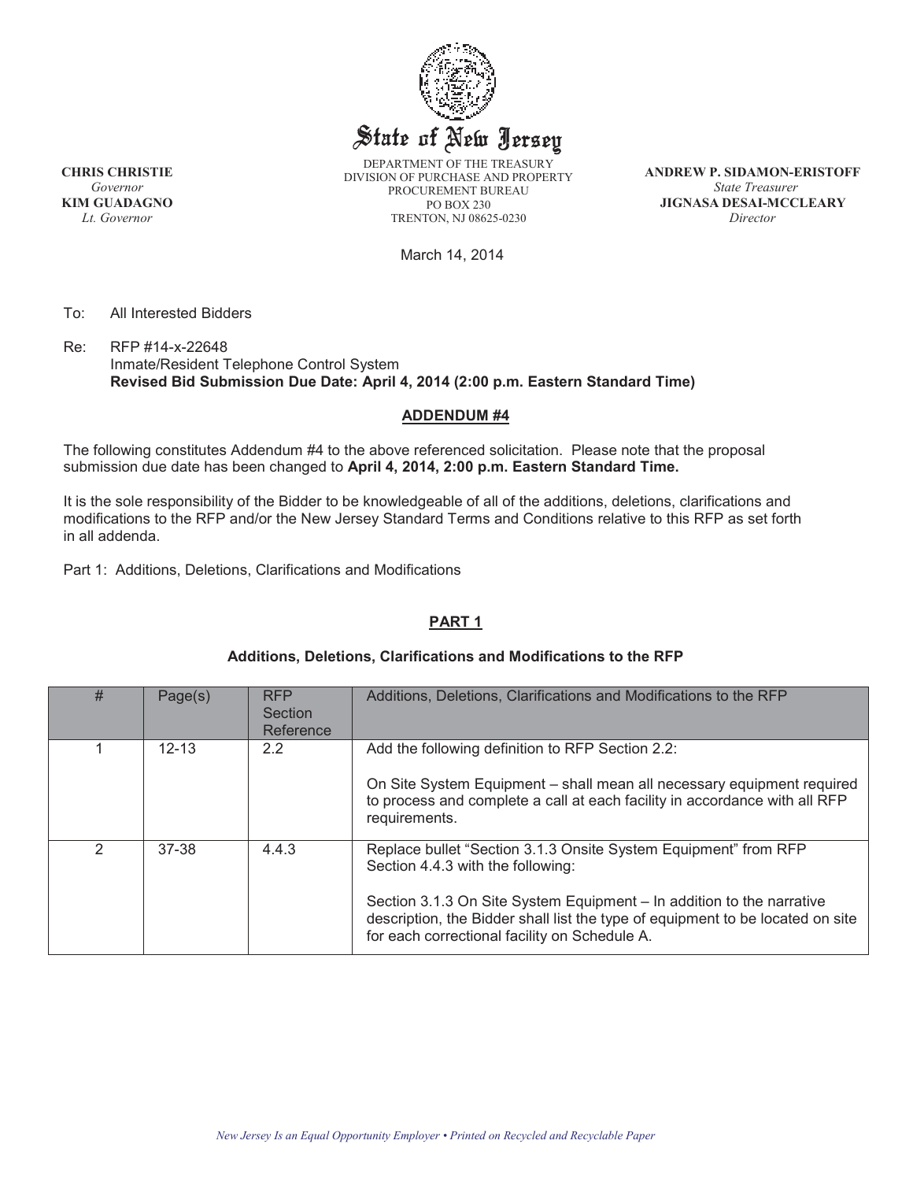# State of New Jersey

**CHRIS CHRISTIE**
*Governor*
**KIM GUADAGNO**
*Lt. Governor*

DEPARTMENT OF THE TREASURY
DIVISION OF PURCHASE AND PROPERTY
PROCUREMENT BUREAU
PO BOX 230
TRENTON, NJ 08625-0230

**ANDREW P. SIDAMON-ERISTOFF**
*State Treasurer*
**JIGNASA DESAI-MCCLEARY**
*Director*

March 14, 2014

To: All Interested Bidders

Re: RFP #14-x-22648
Inmate/Resident Telephone Control System
**Revised Bid Submission Due Date: April 4, 2014 (2:00 p.m. Eastern Standard Time)**

## ADDENDUM #4

The following constitutes Addendum #4 to the above referenced solicitation. Please note that the proposal submission due date has been changed to **April 4, 2014, 2:00 p.m. Eastern Standard Time.**

It is the sole responsibility of the Bidder to be knowledgeable of all of the additions, deletions, clarifications and modifications to the RFP and/or the New Jersey Standard Terms and Conditions relative to this RFP as set forth in all addenda.

Part 1: Additions, Deletions, Clarifications and Modifications

## PART 1

### Additions, Deletions, Clarifications and Modifications to the RFP

| # | Page(s) | RFP Section Reference | Additions, Deletions, Clarifications and Modifications to the RFP |
|---|---|---|---|
| 1 | 12-13 | 2.2 | Add the following definition to RFP Section 2.2:<br><br>On Site System Equipment – shall mean all necessary equipment required to process and complete a call at each facility in accordance with all RFP requirements. |
| 2 | 37-38 | 4.4.3 | Replace bullet "Section 3.1.3 Onsite System Equipment" from RFP Section 4.4.3 with the following:<br><br>Section 3.1.3 On Site System Equipment – In addition to the narrative description, the Bidder shall list the type of equipment to be located on site for each correctional facility on Schedule A. |

*New Jersey Is an Equal Opportunity Employer • Printed on Recycled and Recyclable Paper*